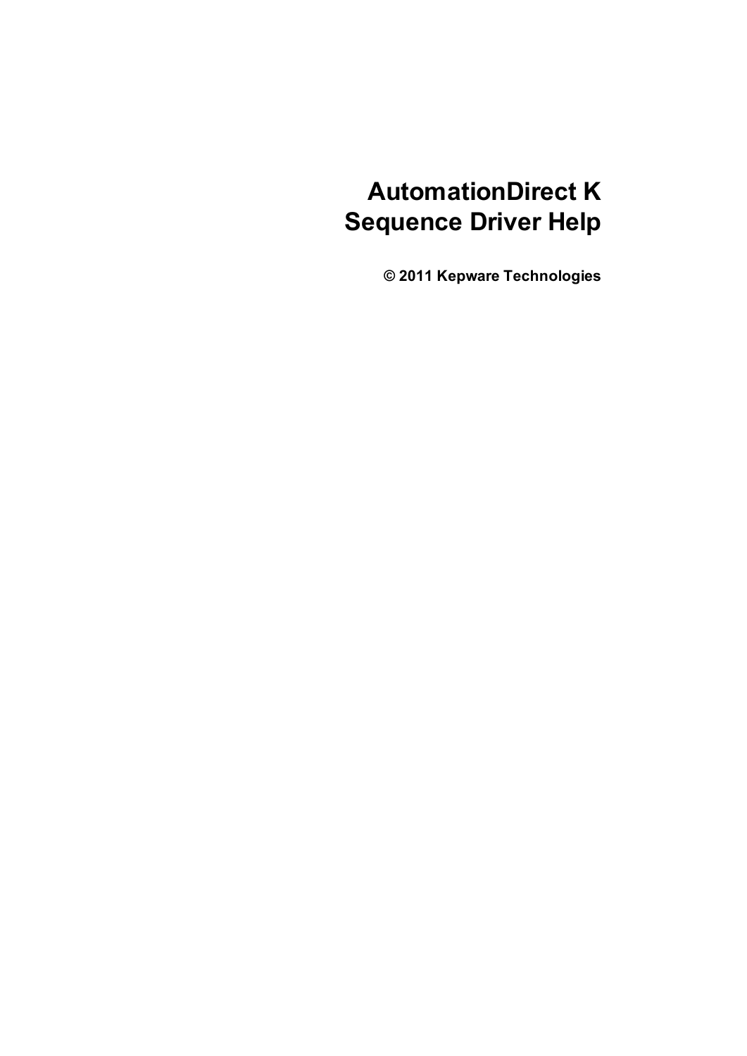# AutomationDirect K Sequence Driver Help

**© 2011 Kepware Technologies**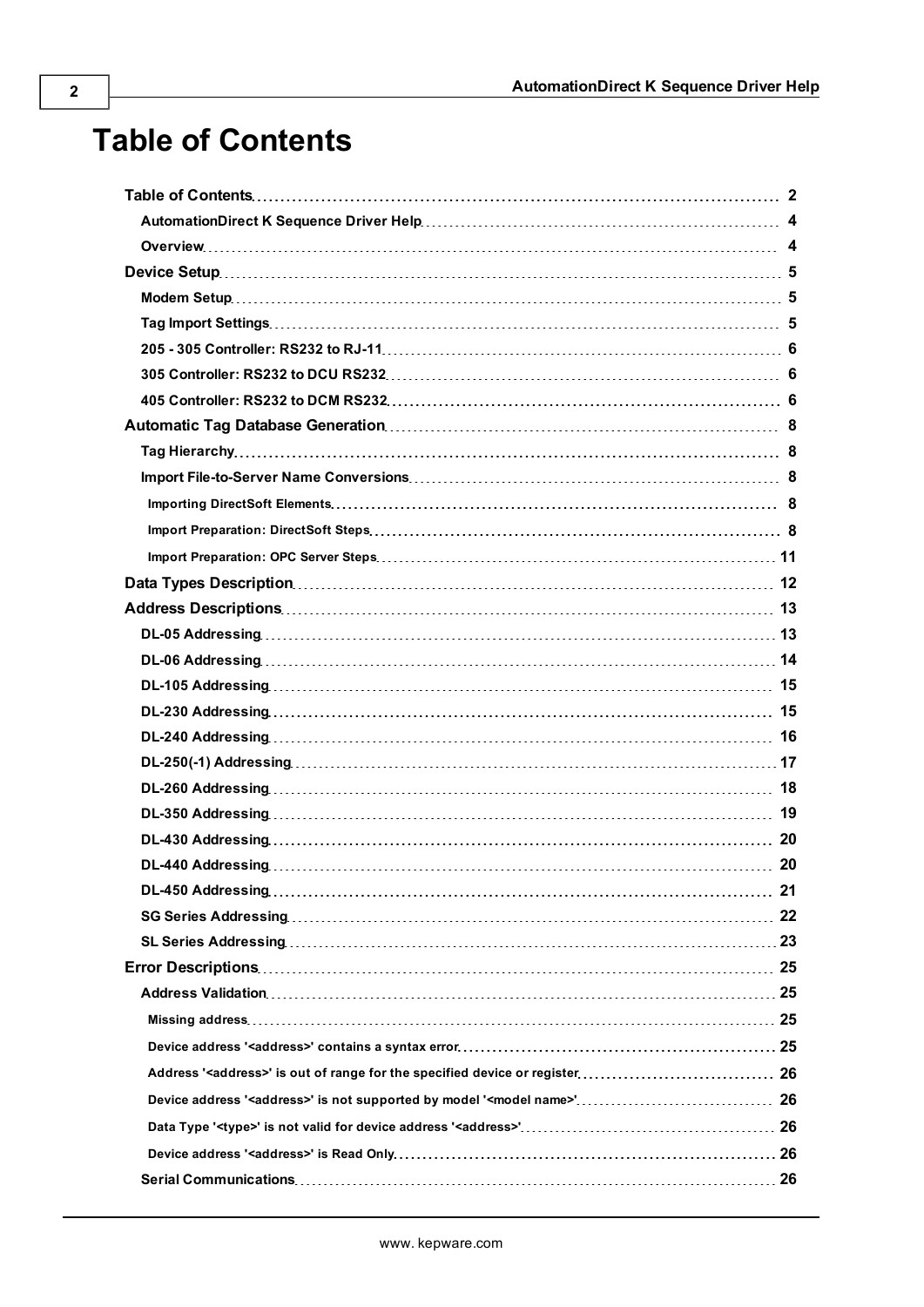# Table of Contents

- **Table of Contents** ... 2
  - **AutomationDirect K Sequence Driver Help** ... 4
  - **Overview** ... 4
- **Device Setup** ... 5
  - **Modem Setup** ... 5
  - **Tag Import Settings** ... 5
  - **205 - 305 Controller: RS232 to RJ-11** ... 6
  - **305 Controller: RS232 to DCU RS232** ... 6
  - **405 Controller: RS232 to DCM RS232** ... 6
- **Automatic Tag Database Generation** ... 8
  - **Tag Hierarchy** ... 8
  - **Import File-to-Server Name Conversions** ... 8
    - **Importing DirectSoft Elements** ... 8
    - **Import Preparation: DirectSoft Steps** ... 8
    - **Import Preparation: OPC Server Steps** ... 11
- **Data Types Description** ... 12
- **Address Descriptions** ... 13
  - **DL-05 Addressing** ... 13
  - **DL-06 Addressing** ... 14
  - **DL-105 Addressing** ... 15
  - **DL-230 Addressing** ... 15
  - **DL-240 Addressing** ... 16
  - **DL-250(-1) Addressing** ... 17
  - **DL-260 Addressing** ... 18
  - **DL-350 Addressing** ... 19
  - **DL-430 Addressing** ... 20
  - **DL-440 Addressing** ... 20
  - **DL-450 Addressing** ... 21
  - **SG Series Addressing** ... 22
  - **SL Series Addressing** ... 23
- **Error Descriptions** ... 25
  - **Address Validation** ... 25
    - **Missing address** ... 25
    - **Device address '<address>' contains a syntax error** ... 25
    - **Address '<address>' is out of range for the specified device or register** ... 26
    - **Device address '<address>' is not supported by model '<model name>'** ... 26
    - **Data Type '<type>' is not valid for device address '<address>'** ... 26
    - **Device address '<address>' is Read Only** ... 26
  - **Serial Communications** ... 26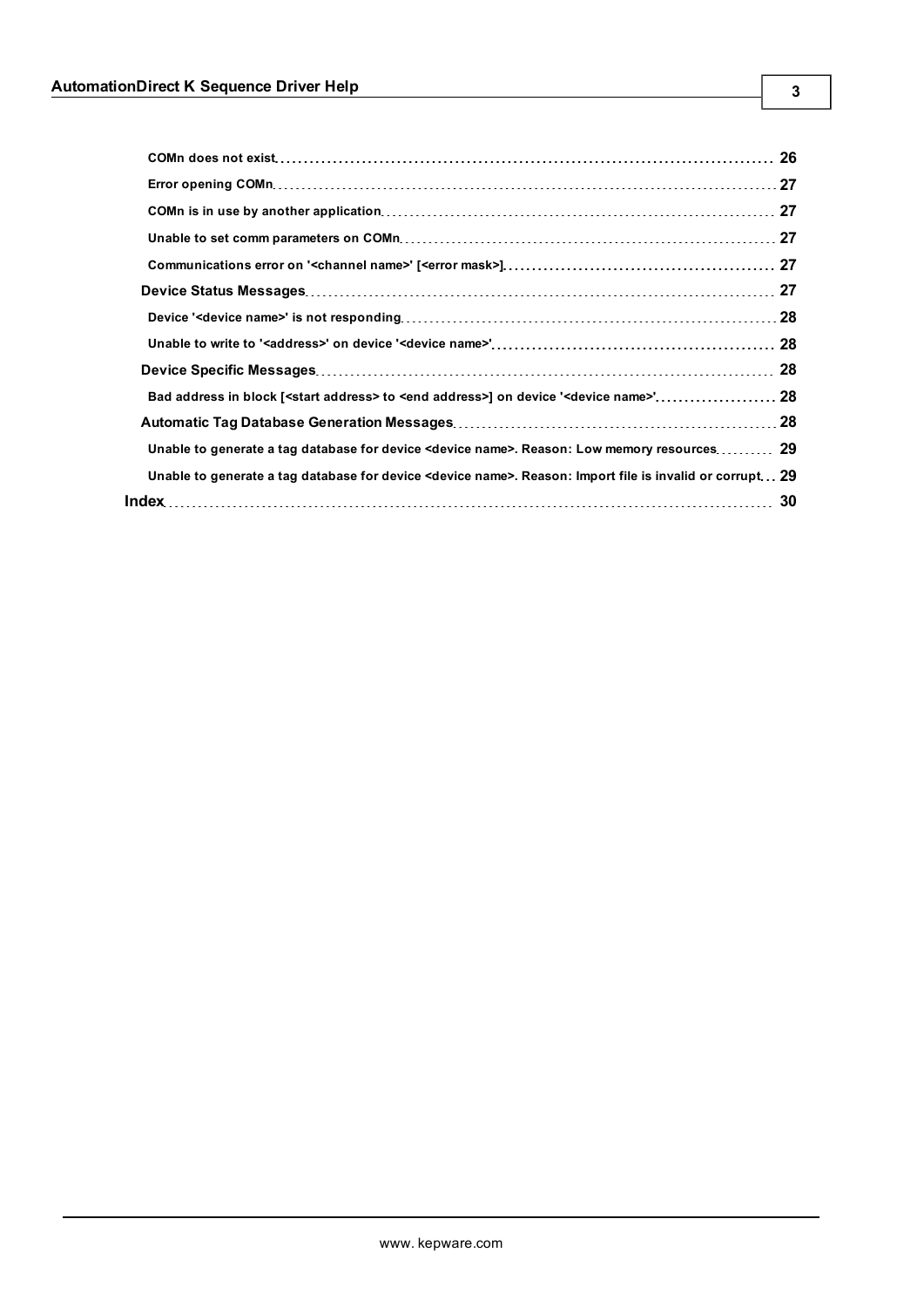COMn does not exist ........ 26

Error opening COMn ........ 27

COMn is in use by another application ........ 27

Unable to set comm parameters on COMn ........ 27

Communications error on '<channel name>' [<error mask>] ........ 27

Device Status Messages ........ 27

Device '<device name>' is not responding ........ 28

Unable to write to '<address>' on device '<device name>' ........ 28

Device Specific Messages ........ 28

Bad address in block [<start address> to <end address>] on device '<device name>' ........ 28

Automatic Tag Database Generation Messages ........ 28

Unable to generate a tag database for device <device name>. Reason: Low memory resources ........ 29

Unable to generate a tag database for device <device name>. Reason: Import file is invalid or corrupt ........ 29

Index ........ 30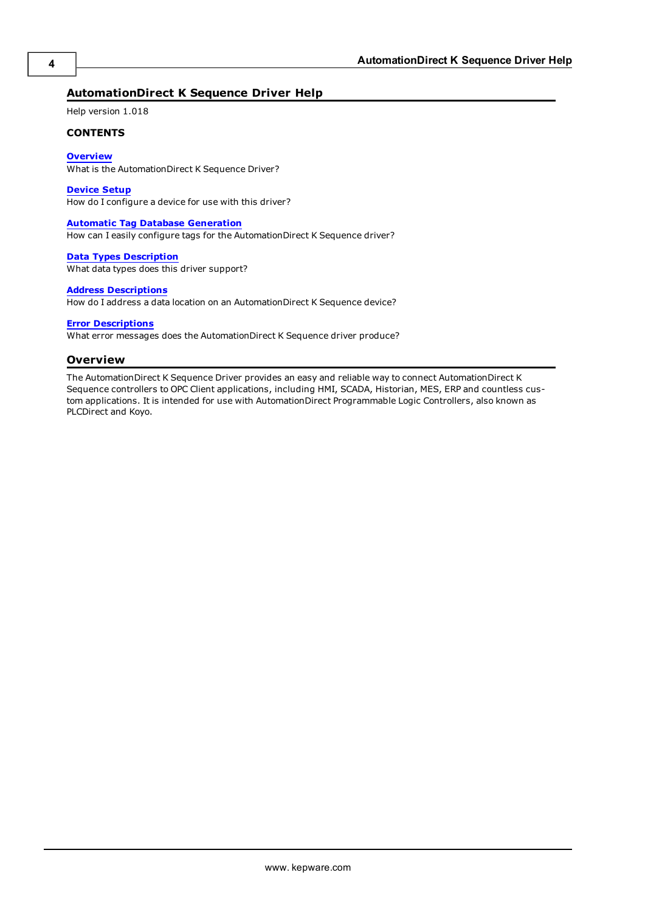# AutomationDirect K Sequence Driver Help

Help version 1.018

**CONTENTS**

**Overview**
What is the AutomationDirect K Sequence Driver?

**Device Setup**
How do I configure a device for use with this driver?

**Automatic Tag Database Generation**
How can I easily configure tags for the AutomationDirect K Sequence driver?

**Data Types Description**
What data types does this driver support?

**Address Descriptions**
How do I address a data location on an AutomationDirect K Sequence device?

**Error Descriptions**
What error messages does the AutomationDirect K Sequence driver produce?

## Overview

The AutomationDirect K Sequence Driver provides an easy and reliable way to connect AutomationDirect K Sequence controllers to OPC Client applications, including HMI, SCADA, Historian, MES, ERP and countless custom applications. It is intended for use with AutomationDirect Programmable Logic Controllers, also known as PLCDirect and Koyo.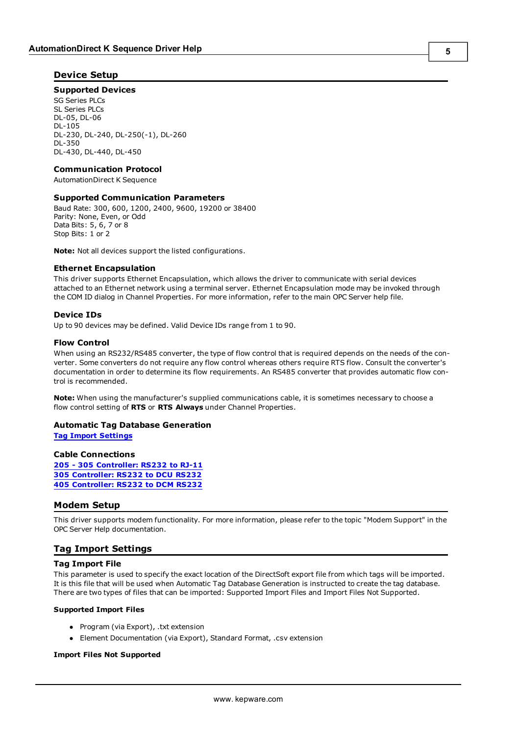## Device Setup

### Supported Devices

SG Series PLCs
SL Series PLCs
DL-05, DL-06
DL-105
DL-230, DL-240, DL-250(-1), DL-260
DL-350
DL-430, DL-440, DL-450

### Communication Protocol

AutomationDirect K Sequence

### Supported Communication Parameters

Baud Rate: 300, 600, 1200, 2400, 9600, 19200 or 38400
Parity: None, Even, or Odd
Data Bits: 5, 6, 7 or 8
Stop Bits: 1 or 2

**Note:** Not all devices support the listed configurations.

### Ethernet Encapsulation

This driver supports Ethernet Encapsulation, which allows the driver to communicate with serial devices attached to an Ethernet network using a terminal server. Ethernet Encapsulation mode may be invoked through the COM ID dialog in Channel Properties. For more information, refer to the main OPC Server help file.

### Device IDs

Up to 90 devices may be defined. Valid Device IDs range from 1 to 90.

### Flow Control

When using an RS232/RS485 converter, the type of flow control that is required depends on the needs of the converter. Some converters do not require any flow control whereas others require RTS flow. Consult the converter's documentation in order to determine its flow requirements. An RS485 converter that provides automatic flow control is recommended.

**Note:** When using the manufacturer's supplied communications cable, it is sometimes necessary to choose a flow control setting of **RTS** or **RTS Always** under Channel Properties.

### Automatic Tag Database Generation

**Tag Import Settings**

### Cable Connections

**205 - 305 Controller: RS232 to RJ-11**
**305 Controller: RS232 to DCU RS232**
**405 Controller: RS232 to DCM RS232**

## Modem Setup

This driver supports modem functionality. For more information, please refer to the topic "Modem Support" in the OPC Server Help documentation.

## Tag Import Settings

### Tag Import File

This parameter is used to specify the exact location of the DirectSoft export file from which tags will be imported. It is this file that will be used when Automatic Tag Database Generation is instructed to create the tag database. There are two types of files that can be imported: Supported Import Files and Import Files Not Supported.

#### Supported Import Files

- Program (via Export), .txt extension
- Element Documentation (via Export), Standard Format, .csv extension

#### Import Files Not Supported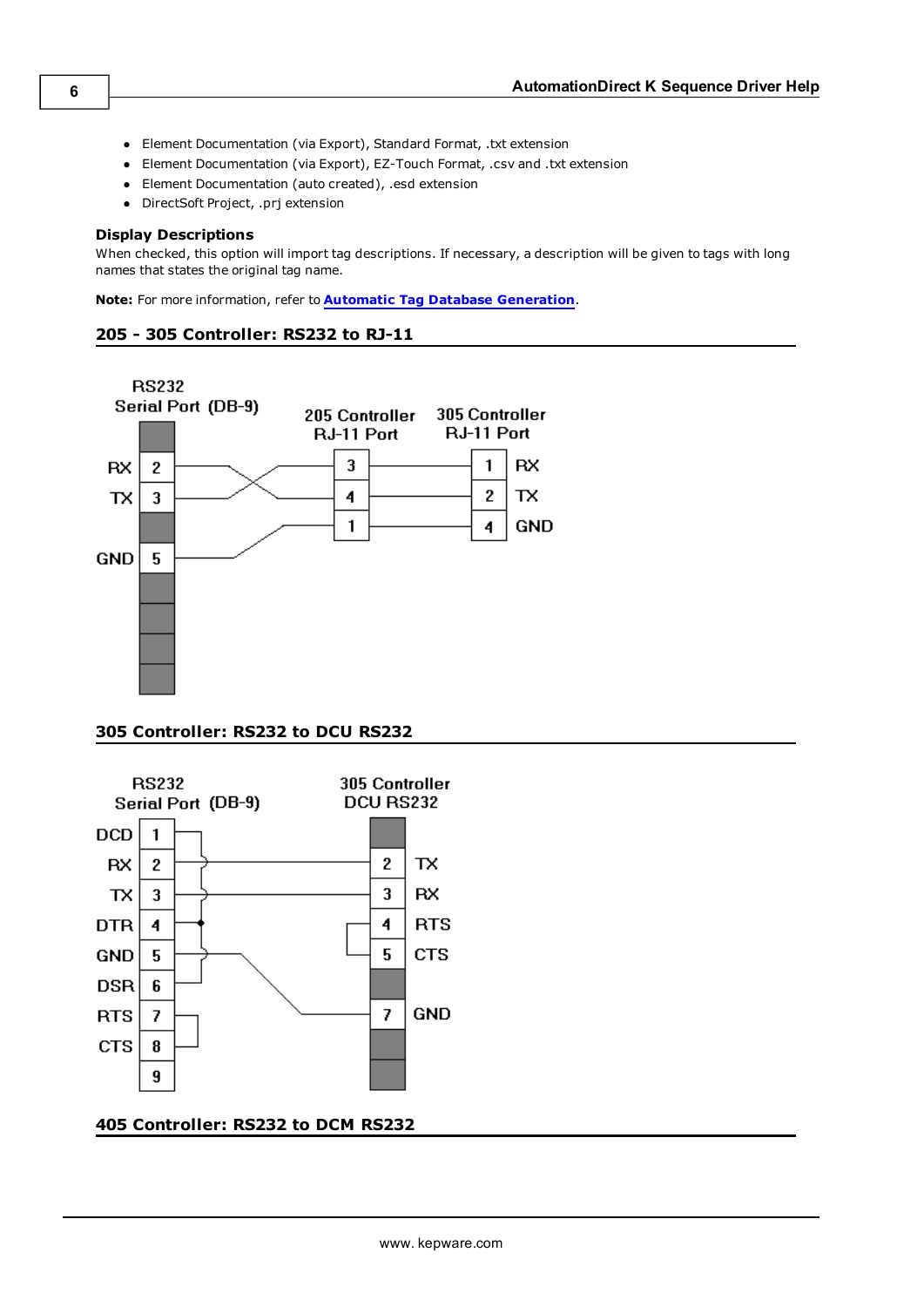- Element Documentation (via Export), Standard Format, .txt extension
- Element Documentation (via Export), EZ-Touch Format, .csv and .txt extension
- Element Documentation (auto created), .esd extension
- DirectSoft Project, .prj extension

**Display Descriptions**
When checked, this option will import tag descriptions. If necessary, a description will be given to tags with long names that states the original tag name.

**Note:** For more information, refer to **Automatic Tag Database Generation**.

## 205 - 305 Controller: RS232 to RJ-11

RS232 Serial Port (DB-9)

205 Controller RJ-11 Port

305 Controller RJ-11 Port

| DB-9 Signal | DB-9 Pin | 205 RJ-11 Pin | 305 RJ-11 Pin | 305 Signal |
|---|---|---|---|---|
| RX | 2 | 4 | 2 | TX |
| TX | 3 | 3 | 1 | RX |
| GND | 5 | 1 | 4 | GND |

## 305 Controller: RS232 to DCU RS232

RS232 Serial Port (DB-9)

305 Controller DCU RS232

| DB-9 Signal | DB-9 Pin | DCU Pin | DCU Signal |
|---|---|---|---|
| DCD | 1 | | |
| RX | 2 | 2 | TX |
| TX | 3 | 3 | RX |
| DTR | 4 | | |
| GND | 5 | 7 | GND |
| DSR | 6 | | |
| RTS | 7 | | |
| CTS | 8 | | |
| | 9 | | |

DB-9 jumpers: 1, 4, 6 connected together; 7 and 8 connected together. DCU jumper: 4 (RTS) and 5 (CTS) connected together.

## 405 Controller: RS232 to DCM RS232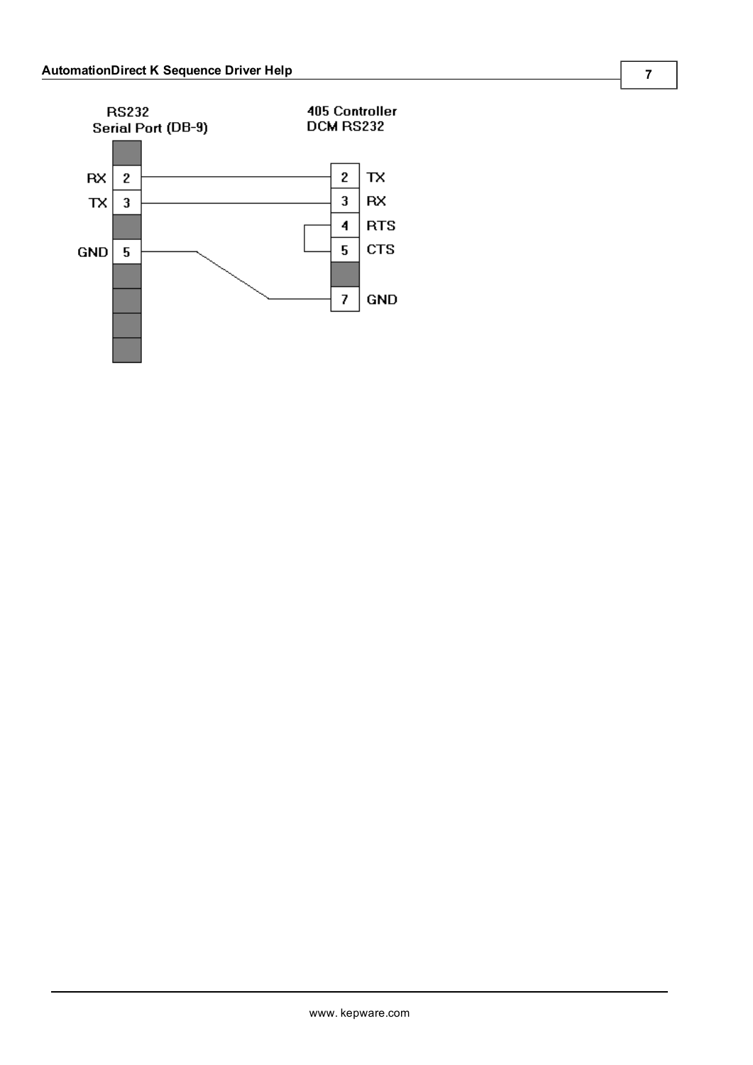RS232
Serial Port (DB-9)

405 Controller
DCM RS232

| RS232 Serial Port (DB-9) | | 405 Controller DCM RS232 | |
|---|---|---|---|
| RX | 2 | 2 | TX |
| TX | 3 | 3 | RX |
| | | 4 | RTS |
| GND | 5 | 5 | CTS |
| | | 7 | GND |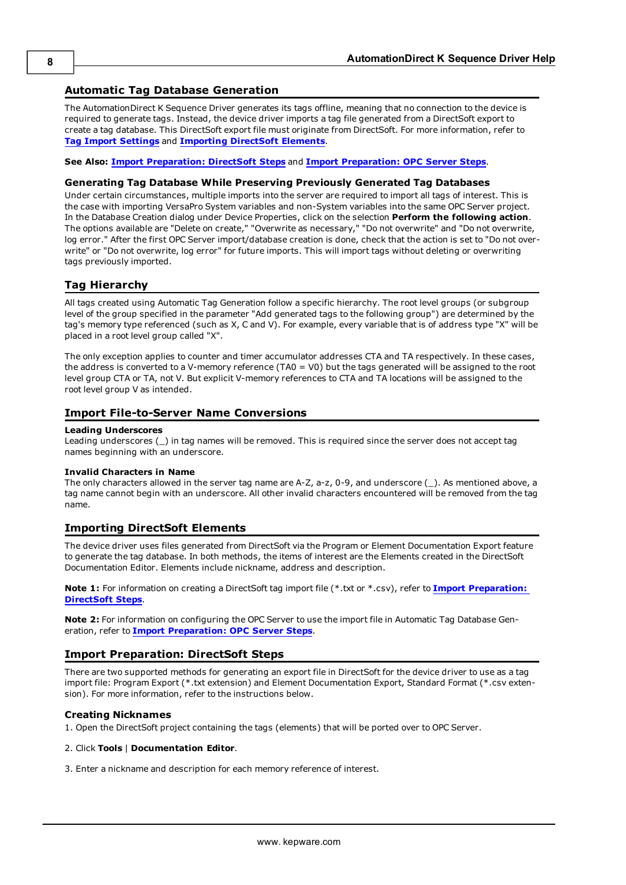## Automatic Tag Database Generation

The AutomationDirect K Sequence Driver generates its tags offline, meaning that no connection to the device is required to generate tags. Instead, the device driver imports a tag file generated from a DirectSoft export to create a tag database. This DirectSoft export file must originate from DirectSoft. For more information, refer to **Tag Import Settings** and **Importing DirectSoft Elements**.

**See Also: Import Preparation: DirectSoft Steps** and **Import Preparation: OPC Server Steps**.

### Generating Tag Database While Preserving Previously Generated Tag Databases

Under certain circumstances, multiple imports into the server are required to import all tags of interest. This is the case with importing VersaPro System variables and non-System variables into the same OPC Server project. In the Database Creation dialog under Device Properties, click on the selection **Perform the following action**. The options available are "Delete on create," "Overwrite as necessary," "Do not overwrite" and "Do not overwrite, log error." After the first OPC Server import/database creation is done, check that the action is set to "Do not overwrite" or "Do not overwrite, log error" for future imports. This will import tags without deleting or overwriting tags previously imported.

## Tag Hierarchy

All tags created using Automatic Tag Generation follow a specific hierarchy. The root level groups (or subgroup level of the group specified in the parameter "Add generated tags to the following group") are determined by the tag's memory type referenced (such as X, C and V). For example, every variable that is of address type "X" will be placed in a root level group called "X".

The only exception applies to counter and timer accumulator addresses CTA and TA respectively. In these cases, the address is converted to a V-memory reference (TA0 = V0) but the tags generated will be assigned to the root level group CTA or TA, not V. But explicit V-memory references to CTA and TA locations will be assigned to the root level group V as intended.

## Import File-to-Server Name Conversions

**Leading Underscores**
Leading underscores (_) in tag names will be removed. This is required since the server does not accept tag names beginning with an underscore.

**Invalid Characters in Name**
The only characters allowed in the server tag name are A-Z, a-z, 0-9, and underscore (_). As mentioned above, a tag name cannot begin with an underscore. All other invalid characters encountered will be removed from the tag name.

## Importing DirectSoft Elements

The device driver uses files generated from DirectSoft via the Program or Element Documentation Export feature to generate the tag database. In both methods, the items of interest are the Elements created in the DirectSoft Documentation Editor. Elements include nickname, address and description.

**Note 1:** For information on creating a DirectSoft tag import file (*.txt or *.csv), refer to **Import Preparation: DirectSoft Steps**.

**Note 2:** For information on configuring the OPC Server to use the import file in Automatic Tag Database Generation, refer to **Import Preparation: OPC Server Steps**.

## Import Preparation: DirectSoft Steps

There are two supported methods for generating an export file in DirectSoft for the device driver to use as a tag import file: Program Export (*.txt extension) and Element Documentation Export, Standard Format (*.csv extension). For more information, refer to the instructions below.

### Creating Nicknames

1. Open the DirectSoft project containing the tags (elements) that will be ported over to OPC Server.

2. Click **Tools** | **Documentation Editor**.

3. Enter a nickname and description for each memory reference of interest.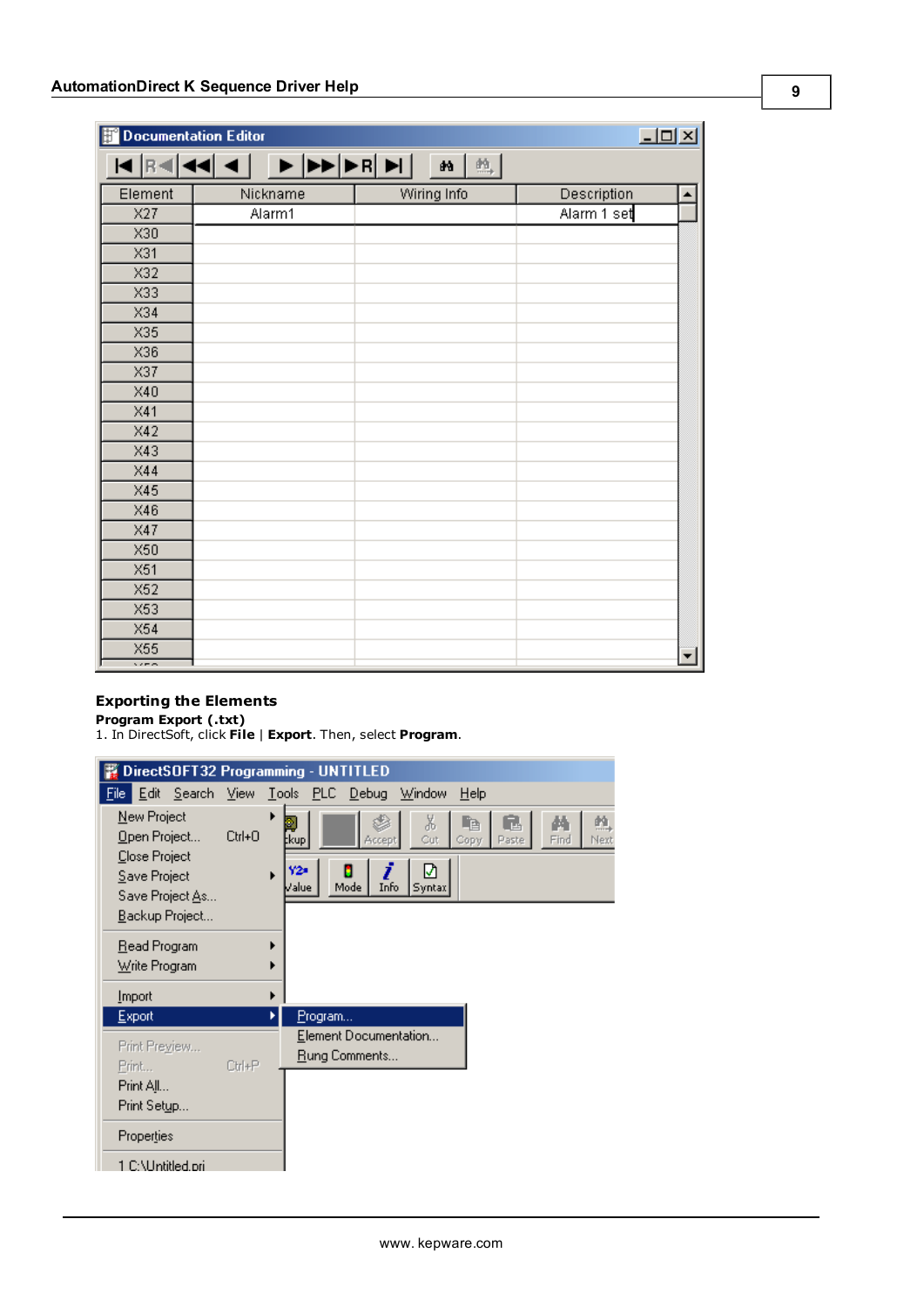### Exporting the Elements

**Program Export (.txt)**

1. In DirectSoft, click **File** | **Export**. Then, select **Program**.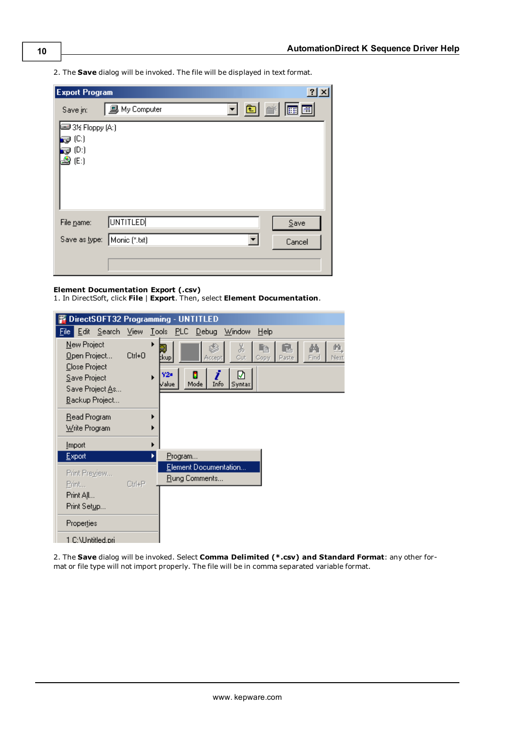2. The **Save** dialog will be invoked. The file will be displayed in text format.

**Element Documentation Export (.csv)**
1. In DirectSoft, click **File** | **Export**. Then, select **Element Documentation**.

2. The **Save** dialog will be invoked. Select **Comma Delimited (*.csv) and Standard Format**: any other format or file type will not import properly. The file will be in comma separated variable format.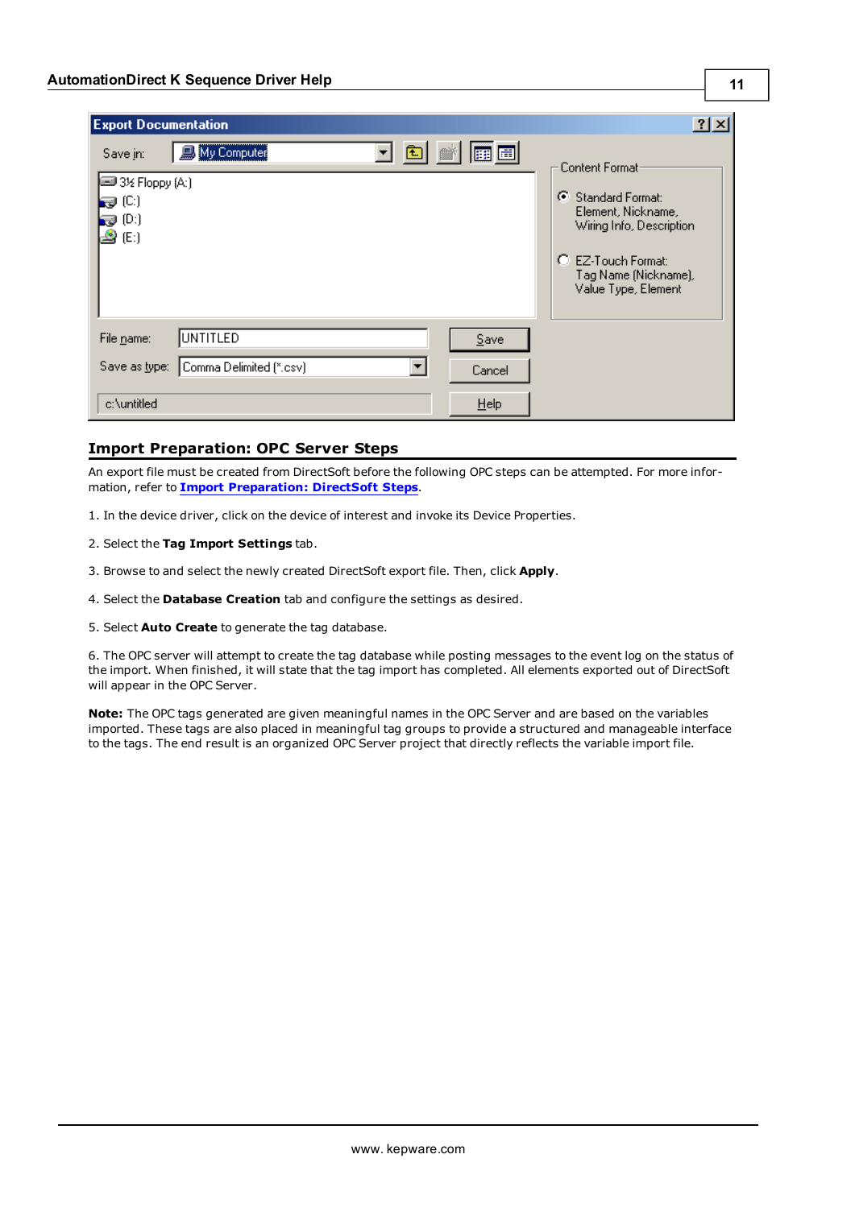## Import Preparation: OPC Server Steps

An export file must be created from DirectSoft before the following OPC steps can be attempted. For more information, refer to **Import Preparation: DirectSoft Steps**.

1. In the device driver, click on the device of interest and invoke its Device Properties.

2. Select the **Tag Import Settings** tab.

3. Browse to and select the newly created DirectSoft export file. Then, click **Apply**.

4. Select the **Database Creation** tab and configure the settings as desired.

5. Select **Auto Create** to generate the tag database.

6. The OPC server will attempt to create the tag database while posting messages to the event log on the status of the import. When finished, it will state that the tag import has completed. All elements exported out of DirectSoft will appear in the OPC Server.

**Note:** The OPC tags generated are given meaningful names in the OPC Server and are based on the variables imported. These tags are also placed in meaningful tag groups to provide a structured and manageable interface to the tags. The end result is an organized OPC Server project that directly reflects the variable import file.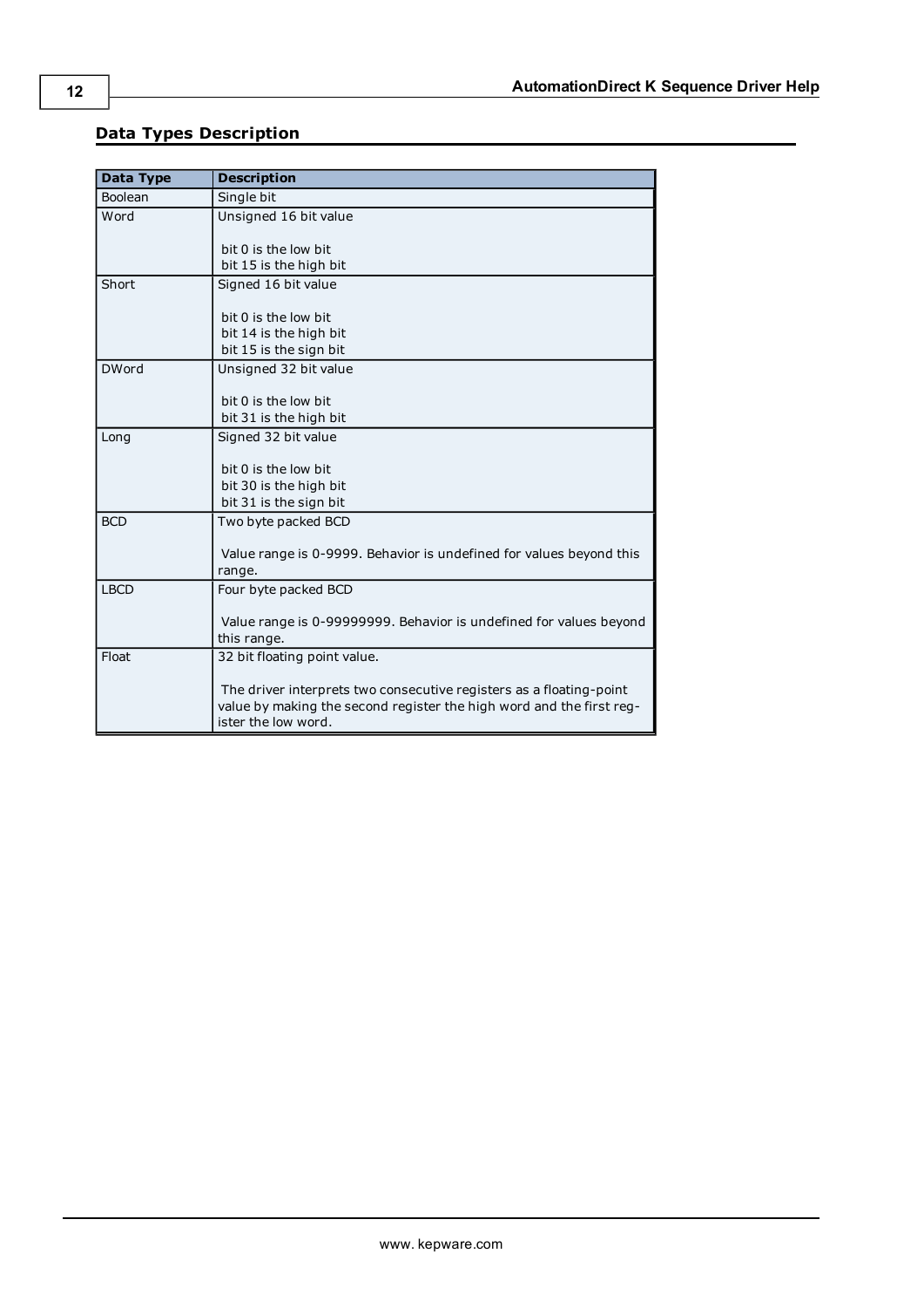## Data Types Description

| Data Type | Description |
|---|---|
| Boolean | Single bit |
| Word | Unsigned 16 bit value<br><br>bit 0 is the low bit<br>bit 15 is the high bit |
| Short | Signed 16 bit value<br><br>bit 0 is the low bit<br>bit 14 is the high bit<br>bit 15 is the sign bit |
| DWord | Unsigned 32 bit value<br><br>bit 0 is the low bit<br>bit 31 is the high bit |
| Long | Signed 32 bit value<br><br>bit 0 is the low bit<br>bit 30 is the high bit<br>bit 31 is the sign bit |
| BCD | Two byte packed BCD<br><br>Value range is 0-9999. Behavior is undefined for values beyond this range. |
| LBCD | Four byte packed BCD<br><br>Value range is 0-99999999. Behavior is undefined for values beyond this range. |
| Float | 32 bit floating point value.<br><br>The driver interprets two consecutive registers as a floating-point value by making the second register the high word and the first register the low word. |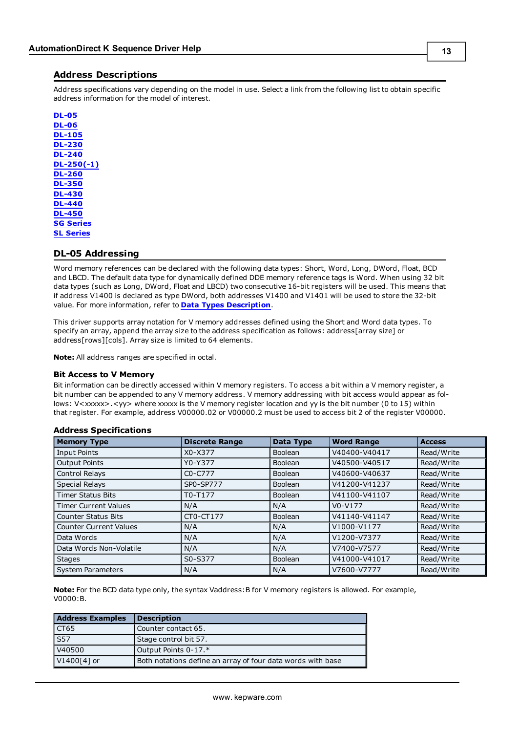## Address Descriptions

Address specifications vary depending on the model in use. Select a link from the following list to obtain specific address information for the model of interest.

**DL-05**
**DL-06**
**DL-105**
**DL-230**
**DL-240**
**DL-250(-1)**
**DL-260**
**DL-350**
**DL-430**
**DL-440**
**DL-450**
**SG Series**
**SL Series**

## DL-05 Addressing

Word memory references can be declared with the following data types: Short, Word, Long, DWord, Float, BCD and LBCD. The default data type for dynamically defined DDE memory reference tags is Word. When using 32 bit data types (such as Long, DWord, Float and LBCD) two consecutive 16-bit registers will be used. This means that if address V1400 is declared as type DWord, both addresses V1400 and V1401 will be used to store the 32-bit value. For more information, refer to **Data Types Description**.

This driver supports array notation for V memory addresses defined using the Short and Word data types. To specify an array, append the array size to the address specification as follows: address[array size] or address[rows][cols]. Array size is limited to 64 elements.

**Note:** All address ranges are specified in octal.

### Bit Access to V Memory

Bit information can be directly accessed within V memory registers. To access a bit within a V memory register, a bit number can be appended to any V memory address. V memory addressing with bit access would appear as follows: V<xxxxx>.<yy> where xxxxx is the V memory register location and yy is the bit number (0 to 15) within that register. For example, address V00000.02 or V00000.2 must be used to access bit 2 of the register V00000.

### Address Specifications

| Memory Type | Discrete Range | Data Type | Word Range | Access |
|---|---|---|---|---|
| Input Points | X0-X377 | Boolean | V40400-V40417 | Read/Write |
| Output Points | Y0-Y377 | Boolean | V40500-V40517 | Read/Write |
| Control Relays | C0-C777 | Boolean | V40600-V40637 | Read/Write |
| Special Relays | SP0-SP777 | Boolean | V41200-V41237 | Read/Write |
| Timer Status Bits | T0-T177 | Boolean | V41100-V41107 | Read/Write |
| Timer Current Values | N/A | N/A | V0-V177 | Read/Write |
| Counter Status Bits | CT0-CT177 | Boolean | V41140-V41147 | Read/Write |
| Counter Current Values | N/A | N/A | V1000-V1177 | Read/Write |
| Data Words | N/A | N/A | V1200-V7377 | Read/Write |
| Data Words Non-Volatile | N/A | N/A | V7400-V7577 | Read/Write |
| Stages | S0-S377 | Boolean | V41000-V41017 | Read/Write |
| System Parameters | N/A | N/A | V7600-V7777 | Read/Write |

**Note:** For the BCD data type only, the syntax Vaddress:B for V memory registers is allowed. For example, V0000:B.

| Address Examples | Description |
|---|---|
| CT65 | Counter contact 65. |
| S57 | Stage control bit 57. |
| V40500 | Output Points 0-17.* |
| V1400[4] or | Both notations define an array of four data words with base |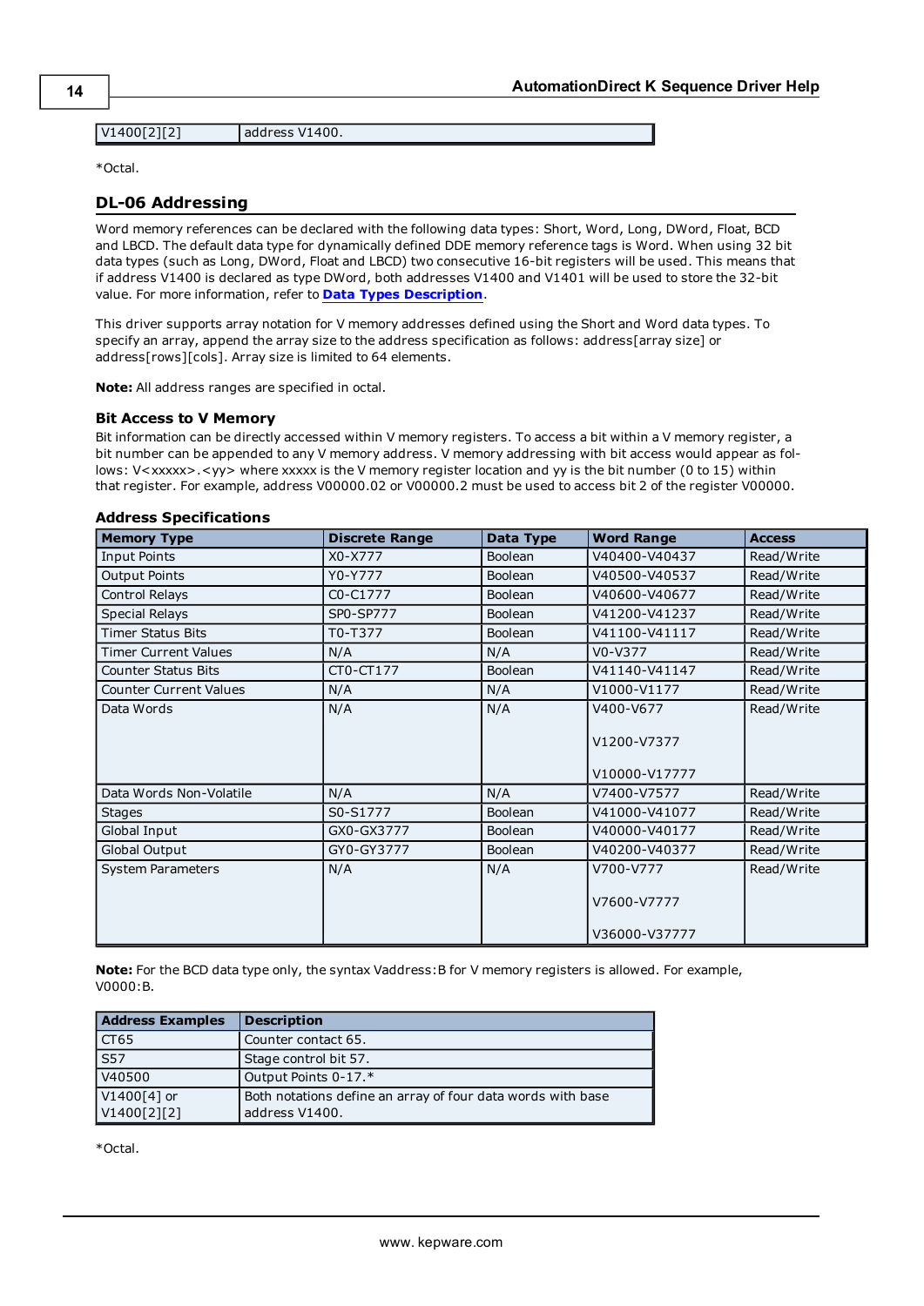| | |
|---|---|
| V1400[2][2] | address V1400. |

*Octal.

## DL-06 Addressing

Word memory references can be declared with the following data types: Short, Word, Long, DWord, Float, BCD and LBCD. The default data type for dynamically defined DDE memory reference tags is Word. When using 32 bit data types (such as Long, DWord, Float and LBCD) two consecutive 16-bit registers will be used. This means that if address V1400 is declared as type DWord, both addresses V1400 and V1401 will be used to store the 32-bit value. For more information, refer to **Data Types Description**.

This driver supports array notation for V memory addresses defined using the Short and Word data types. To specify an array, append the array size to the address specification as follows: address[array size] or address[rows][cols]. Array size is limited to 64 elements.

**Note:** All address ranges are specified in octal.

### Bit Access to V Memory

Bit information can be directly accessed within V memory registers. To access a bit within a V memory register, a bit number can be appended to any V memory address. V memory addressing with bit access would appear as follows: V<xxxxx>.<yy> where xxxxx is the V memory register location and yy is the bit number (0 to 15) within that register. For example, address V00000.02 or V00000.2 must be used to access bit 2 of the register V00000.

### Address Specifications

| Memory Type | Discrete Range | Data Type | Word Range | Access |
|---|---|---|---|---|
| Input Points | X0-X777 | Boolean | V40400-V40437 | Read/Write |
| Output Points | Y0-Y777 | Boolean | V40500-V40537 | Read/Write |
| Control Relays | C0-C1777 | Boolean | V40600-V40677 | Read/Write |
| Special Relays | SP0-SP777 | Boolean | V41200-V41237 | Read/Write |
| Timer Status Bits | T0-T377 | Boolean | V41100-V41117 | Read/Write |
| Timer Current Values | N/A | N/A | V0-V377 | Read/Write |
| Counter Status Bits | CT0-CT177 | Boolean | V41140-V41147 | Read/Write |
| Counter Current Values | N/A | N/A | V1000-V1177 | Read/Write |
| Data Words | N/A | N/A | V400-V677<br><br>V1200-V7377<br><br>V10000-V17777 | Read/Write |
| Data Words Non-Volatile | N/A | N/A | V7400-V7577 | Read/Write |
| Stages | S0-S1777 | Boolean | V41000-V41077 | Read/Write |
| Global Input | GX0-GX3777 | Boolean | V40000-V40177 | Read/Write |
| Global Output | GY0-GY3777 | Boolean | V40200-V40377 | Read/Write |
| System Parameters | N/A | N/A | V700-V777<br><br>V7600-V7777<br><br>V36000-V37777 | Read/Write |

**Note:** For the BCD data type only, the syntax Vaddress:B for V memory registers is allowed. For example, V0000:B.

| Address Examples | Description |
|---|---|
| CT65 | Counter contact 65. |
| S57 | Stage control bit 57. |
| V40500 | Output Points 0-17.* |
| V1400[4] or V1400[2][2] | Both notations define an array of four data words with base address V1400. |

*Octal.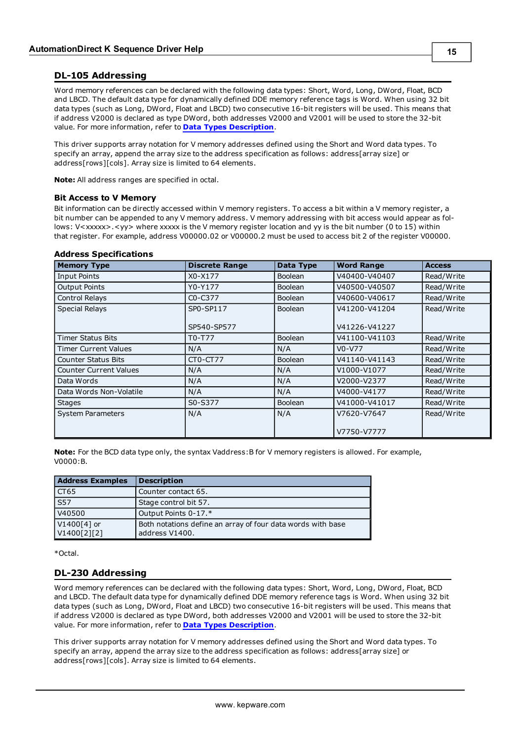## DL-105 Addressing

Word memory references can be declared with the following data types: Short, Word, Long, DWord, Float, BCD and LBCD. The default data type for dynamically defined DDE memory reference tags is Word. When using 32 bit data types (such as Long, DWord, Float and LBCD) two consecutive 16-bit registers will be used. This means that if address V2000 is declared as type DWord, both addresses V2000 and V2001 will be used to store the 32-bit value. For more information, refer to **Data Types Description**.

This driver supports array notation for V memory addresses defined using the Short and Word data types. To specify an array, append the array size to the address specification as follows: address[array size] or address[rows][cols]. Array size is limited to 64 elements.

**Note:** All address ranges are specified in octal.

### Bit Access to V Memory

Bit information can be directly accessed within V memory registers. To access a bit within a V memory register, a bit number can be appended to any V memory address. V memory addressing with bit access would appear as follows: V<xxxxx>.<yy> where xxxxx is the V memory register location and yy is the bit number (0 to 15) within that register. For example, address V00000.02 or V00000.2 must be used to access bit 2 of the register V00000.

### Address Specifications

| Memory Type | Discrete Range | Data Type | Word Range | Access |
|---|---|---|---|---|
| Input Points | X0-X177 | Boolean | V40400-V40407 | Read/Write |
| Output Points | Y0-Y177 | Boolean | V40500-V40507 | Read/Write |
| Control Relays | C0-C377 | Boolean | V40600-V40617 | Read/Write |
| Special Relays | SP0-SP117<br><br>SP540-SP577 | Boolean | V41200-V41204<br><br>V41226-V41227 | Read/Write |
| Timer Status Bits | T0-T77 | Boolean | V41100-V41103 | Read/Write |
| Timer Current Values | N/A | N/A | V0-V77 | Read/Write |
| Counter Status Bits | CT0-CT77 | Boolean | V41140-V41143 | Read/Write |
| Counter Current Values | N/A | N/A | V1000-V1077 | Read/Write |
| Data Words | N/A | N/A | V2000-V2377 | Read/Write |
| Data Words Non-Volatile | N/A | N/A | V4000-V4177 | Read/Write |
| Stages | S0-S377 | Boolean | V41000-V41017 | Read/Write |
| System Parameters | N/A | N/A | V7620-V7647<br><br>V7750-V7777 | Read/Write |

**Note:** For the BCD data type only, the syntax Vaddress:B for V memory registers is allowed. For example, V0000:B.

| Address Examples | Description |
|---|---|
| CT65 | Counter contact 65. |
| S57 | Stage control bit 57. |
| V40500 | Output Points 0-17.* |
| V1400[4] or V1400[2][2] | Both notations define an array of four data words with base address V1400. |

*Octal.

## DL-230 Addressing

Word memory references can be declared with the following data types: Short, Word, Long, DWord, Float, BCD and LBCD. The default data type for dynamically defined DDE memory reference tags is Word. When using 32 bit data types (such as Long, DWord, Float and LBCD) two consecutive 16-bit registers will be used. This means that if address V2000 is declared as type DWord, both addresses V2000 and V2001 will be used to store the 32-bit value. For more information, refer to **Data Types Description**.

This driver supports array notation for V memory addresses defined using the Short and Word data types. To specify an array, append the array size to the address specification as follows: address[array size] or address[rows][cols]. Array size is limited to 64 elements.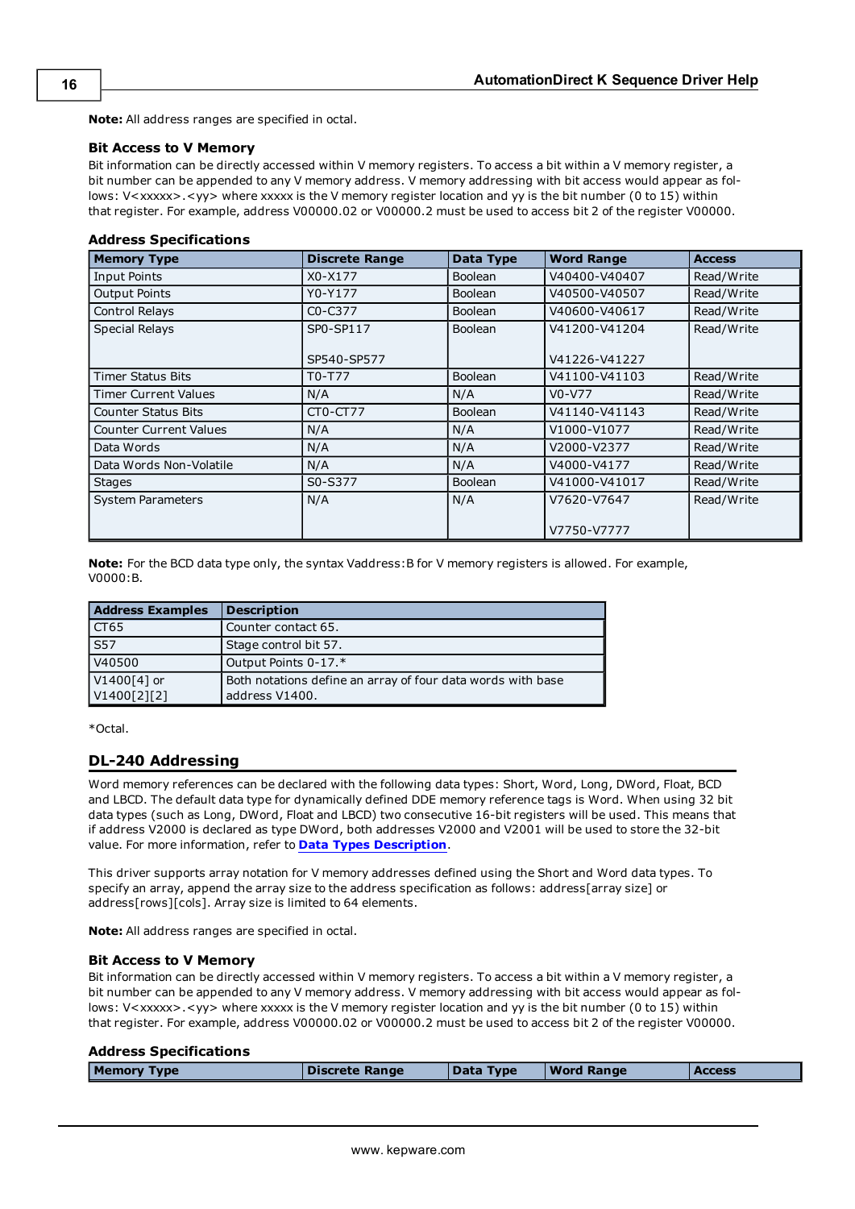**Note:** All address ranges are specified in octal.

### Bit Access to V Memory

Bit information can be directly accessed within V memory registers. To access a bit within a V memory register, a bit number can be appended to any V memory address. V memory addressing with bit access would appear as follows: V<xxxxx>.<yy> where xxxxx is the V memory register location and yy is the bit number (0 to 15) within that register. For example, address V00000.02 or V00000.2 must be used to access bit 2 of the register V00000.

### Address Specifications

| Memory Type | Discrete Range | Data Type | Word Range | Access |
|---|---|---|---|---|
| Input Points | X0-X177 | Boolean | V40400-V40407 | Read/Write |
| Output Points | Y0-Y177 | Boolean | V40500-V40507 | Read/Write |
| Control Relays | C0-C377 | Boolean | V40600-V40617 | Read/Write |
| Special Relays | SP0-SP117<br><br>SP540-SP577 | Boolean | V41200-V41204<br><br>V41226-V41227 | Read/Write |
| Timer Status Bits | T0-T77 | Boolean | V41100-V41103 | Read/Write |
| Timer Current Values | N/A | N/A | V0-V77 | Read/Write |
| Counter Status Bits | CT0-CT77 | Boolean | V41140-V41143 | Read/Write |
| Counter Current Values | N/A | N/A | V1000-V1077 | Read/Write |
| Data Words | N/A | N/A | V2000-V2377 | Read/Write |
| Data Words Non-Volatile | N/A | N/A | V4000-V4177 | Read/Write |
| Stages | S0-S377 | Boolean | V41000-V41017 | Read/Write |
| System Parameters | N/A | N/A | V7620-V7647<br><br>V7750-V7777 | Read/Write |

**Note:** For the BCD data type only, the syntax Vaddress:B for V memory registers is allowed. For example, V0000:B.

| Address Examples | Description |
|---|---|
| CT65 | Counter contact 65. |
| S57 | Stage control bit 57. |
| V40500 | Output Points 0-17.* |
| V1400[4] or V1400[2][2] | Both notations define an array of four data words with base address V1400. |

*Octal.

## DL-240 Addressing

Word memory references can be declared with the following data types: Short, Word, Long, DWord, Float, BCD and LBCD. The default data type for dynamically defined DDE memory reference tags is Word. When using 32 bit data types (such as Long, DWord, Float and LBCD) two consecutive 16-bit registers will be used. This means that if address V2000 is declared as type DWord, both addresses V2000 and V2001 will be used to store the 32-bit value. For more information, refer to **Data Types Description**.

This driver supports array notation for V memory addresses defined using the Short and Word data types. To specify an array, append the array size to the address specification as follows: address[array size] or address[rows][cols]. Array size is limited to 64 elements.

**Note:** All address ranges are specified in octal.

### Bit Access to V Memory

Bit information can be directly accessed within V memory registers. To access a bit within a V memory register, a bit number can be appended to any V memory address. V memory addressing with bit access would appear as follows: V<xxxxx>.<yy> where xxxxx is the V memory register location and yy is the bit number (0 to 15) within that register. For example, address V00000.02 or V00000.2 must be used to access bit 2 of the register V00000.

### Address Specifications

| Memory Type | Discrete Range | Data Type | Word Range | Access |
|---|---|---|---|---|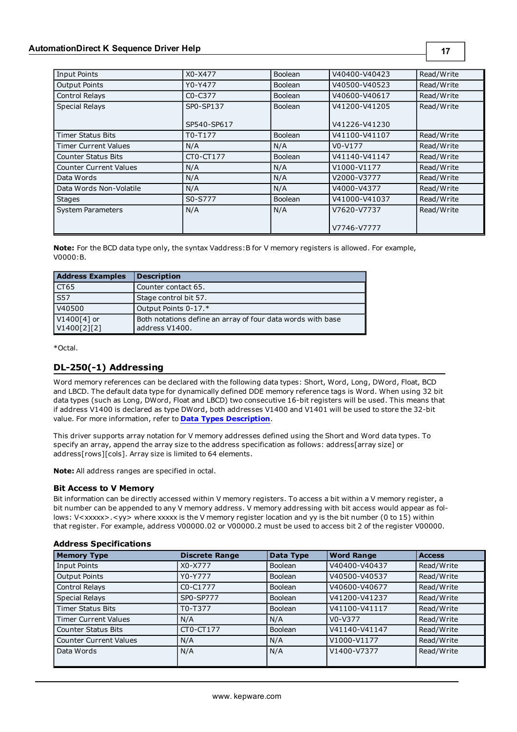| Input Points | X0-X477 | Boolean | V40400-V40423 | Read/Write |
|---|---|---|---|---|
| Output Points | Y0-Y477 | Boolean | V40500-V40523 | Read/Write |
| Control Relays | C0-C377 | Boolean | V40600-V40617 | Read/Write |
| Special Relays | SP0-SP137<br><br>SP540-SP617 | Boolean | V41200-V41205<br><br>V41226-V41230 | Read/Write |
| Timer Status Bits | T0-T177 | Boolean | V41100-V41107 | Read/Write |
| Timer Current Values | N/A | N/A | V0-V177 | Read/Write |
| Counter Status Bits | CT0-CT177 | Boolean | V41140-V41147 | Read/Write |
| Counter Current Values | N/A | N/A | V1000-V1177 | Read/Write |
| Data Words | N/A | N/A | V2000-V3777 | Read/Write |
| Data Words Non-Volatile | N/A | N/A | V4000-V4377 | Read/Write |
| Stages | S0-S777 | Boolean | V41000-V41037 | Read/Write |
| System Parameters | N/A | N/A | V7620-V7737<br><br>V7746-V7777 | Read/Write |

**Note:** For the BCD data type only, the syntax Vaddress:B for V memory registers is allowed. For example, V0000:B.

| Address Examples | Description |
|---|---|
| CT65 | Counter contact 65. |
| S57 | Stage control bit 57. |
| V40500 | Output Points 0-17.* |
| V1400[4] or V1400[2][2] | Both notations define an array of four data words with base address V1400. |

*Octal.

## DL-250(-1) Addressing

Word memory references can be declared with the following data types: Short, Word, Long, DWord, Float, BCD and LBCD. The default data type for dynamically defined DDE memory reference tags is Word. When using 32 bit data types (such as Long, DWord, Float and LBCD) two consecutive 16-bit registers will be used. This means that if address V1400 is declared as type DWord, both addresses V1400 and V1401 will be used to store the 32-bit value. For more information, refer to **Data Types Description**.

This driver supports array notation for V memory addresses defined using the Short and Word data types. To specify an array, append the array size to the address specification as follows: address[array size] or address[rows][cols]. Array size is limited to 64 elements.

**Note:** All address ranges are specified in octal.

### Bit Access to V Memory

Bit information can be directly accessed within V memory registers. To access a bit within a V memory register, a bit number can be appended to any V memory address. V memory addressing with bit access would appear as follows: V<xxxxx>.<yy> where xxxxx is the V memory register location and yy is the bit number (0 to 15) within that register. For example, address V00000.02 or V00000.2 must be used to access bit 2 of the register V00000.

### Address Specifications

| Memory Type | Discrete Range | Data Type | Word Range | Access |
|---|---|---|---|---|
| Input Points | X0-X777 | Boolean | V40400-V40437 | Read/Write |
| Output Points | Y0-Y777 | Boolean | V40500-V40537 | Read/Write |
| Control Relays | C0-C1777 | Boolean | V40600-V40677 | Read/Write |
| Special Relays | SP0-SP777 | Boolean | V41200-V41237 | Read/Write |
| Timer Status Bits | T0-T377 | Boolean | V41100-V41117 | Read/Write |
| Timer Current Values | N/A | N/A | V0-V377 | Read/Write |
| Counter Status Bits | CT0-CT177 | Boolean | V41140-V41147 | Read/Write |
| Counter Current Values | N/A | N/A | V1000-V1177 | Read/Write |
| Data Words | N/A | N/A | V1400-V7377 | Read/Write |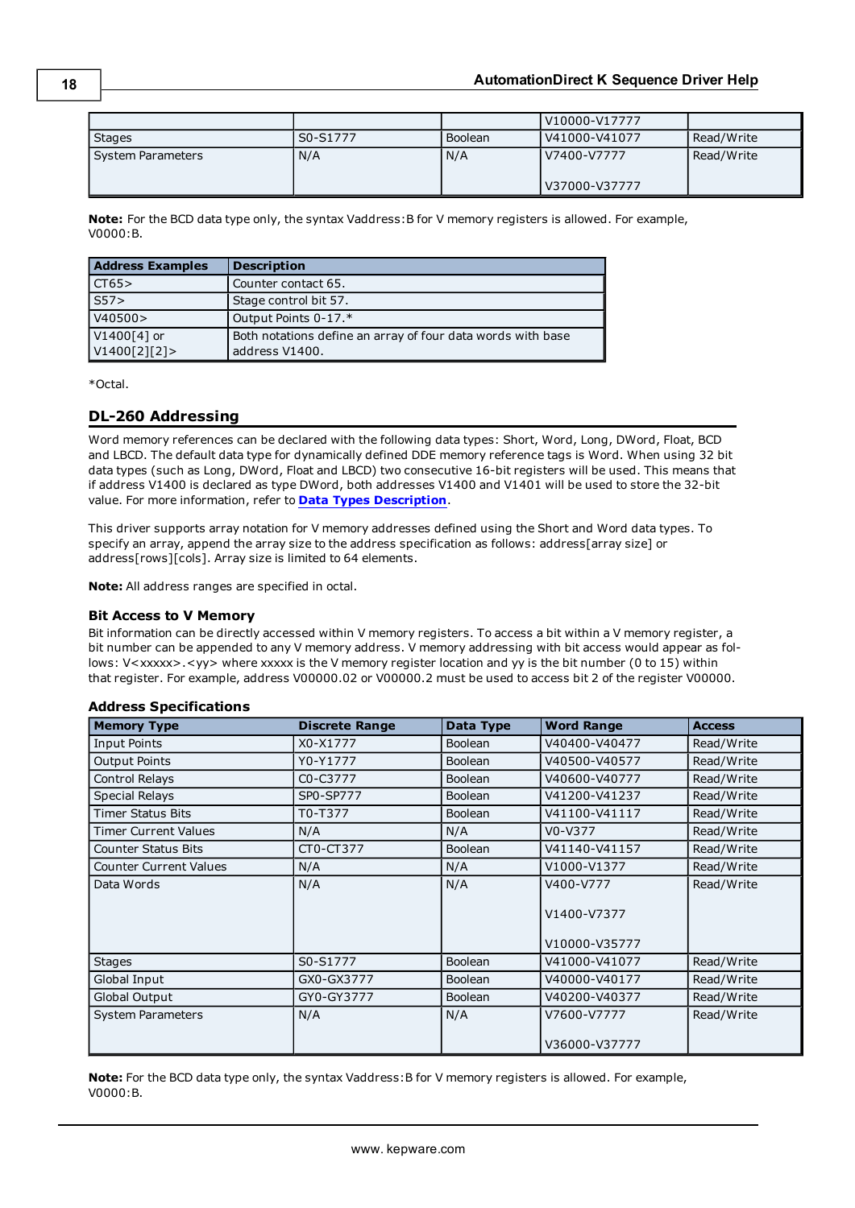|  |  |  | V10000-V17777 |  |
| --- | --- | --- | --- | --- |
| Stages | S0-S1777 | Boolean | V41000-V41077 | Read/Write |
| System Parameters | N/A | N/A | V7400-V7777<br><br>V37000-V37777 | Read/Write |

**Note:** For the BCD data type only, the syntax Vaddress:B for V memory registers is allowed. For example, V0000:B.

| Address Examples | Description |
| --- | --- |
| CT65> | Counter contact 65. |
| S57> | Stage control bit 57. |
| V40500> | Output Points 0-17.* |
| V1400[4] or V1400[2][2]> | Both notations define an array of four data words with base address V1400. |

*Octal.

## DL-260 Addressing

Word memory references can be declared with the following data types: Short, Word, Long, DWord, Float, BCD and LBCD. The default data type for dynamically defined DDE memory reference tags is Word. When using 32 bit data types (such as Long, DWord, Float and LBCD) two consecutive 16-bit registers will be used. This means that if address V1400 is declared as type DWord, both addresses V1400 and V1401 will be used to store the 32-bit value. For more information, refer to **Data Types Description**.

This driver supports array notation for V memory addresses defined using the Short and Word data types. To specify an array, append the array size to the address specification as follows: address[array size] or address[rows][cols]. Array size is limited to 64 elements.

**Note:** All address ranges are specified in octal.

### Bit Access to V Memory

Bit information can be directly accessed within V memory registers. To access a bit within a V memory register, a bit number can be appended to any V memory address. V memory addressing with bit access would appear as follows: V<xxxxx>.<yy> where xxxxx is the V memory register location and yy is the bit number (0 to 15) within that register. For example, address V00000.02 or V00000.2 must be used to access bit 2 of the register V00000.

### Address Specifications

| Memory Type | Discrete Range | Data Type | Word Range | Access |
| --- | --- | --- | --- | --- |
| Input Points | X0-X1777 | Boolean | V40400-V40477 | Read/Write |
| Output Points | Y0-Y1777 | Boolean | V40500-V40577 | Read/Write |
| Control Relays | C0-C3777 | Boolean | V40600-V40777 | Read/Write |
| Special Relays | SP0-SP777 | Boolean | V41200-V41237 | Read/Write |
| Timer Status Bits | T0-T377 | Boolean | V41100-V41117 | Read/Write |
| Timer Current Values | N/A | N/A | V0-V377 | Read/Write |
| Counter Status Bits | CT0-CT377 | Boolean | V41140-V41157 | Read/Write |
| Counter Current Values | N/A | N/A | V1000-V1377 | Read/Write |
| Data Words | N/A | N/A | V400-V777<br><br>V1400-V7377<br><br>V10000-V35777 | Read/Write |
| Stages | S0-S1777 | Boolean | V41000-V41077 | Read/Write |
| Global Input | GX0-GX3777 | Boolean | V40000-V40177 | Read/Write |
| Global Output | GY0-GY3777 | Boolean | V40200-V40377 | Read/Write |
| System Parameters | N/A | N/A | V7600-V7777<br><br>V36000-V37777 | Read/Write |

**Note:** For the BCD data type only, the syntax Vaddress:B for V memory registers is allowed. For example, V0000:B.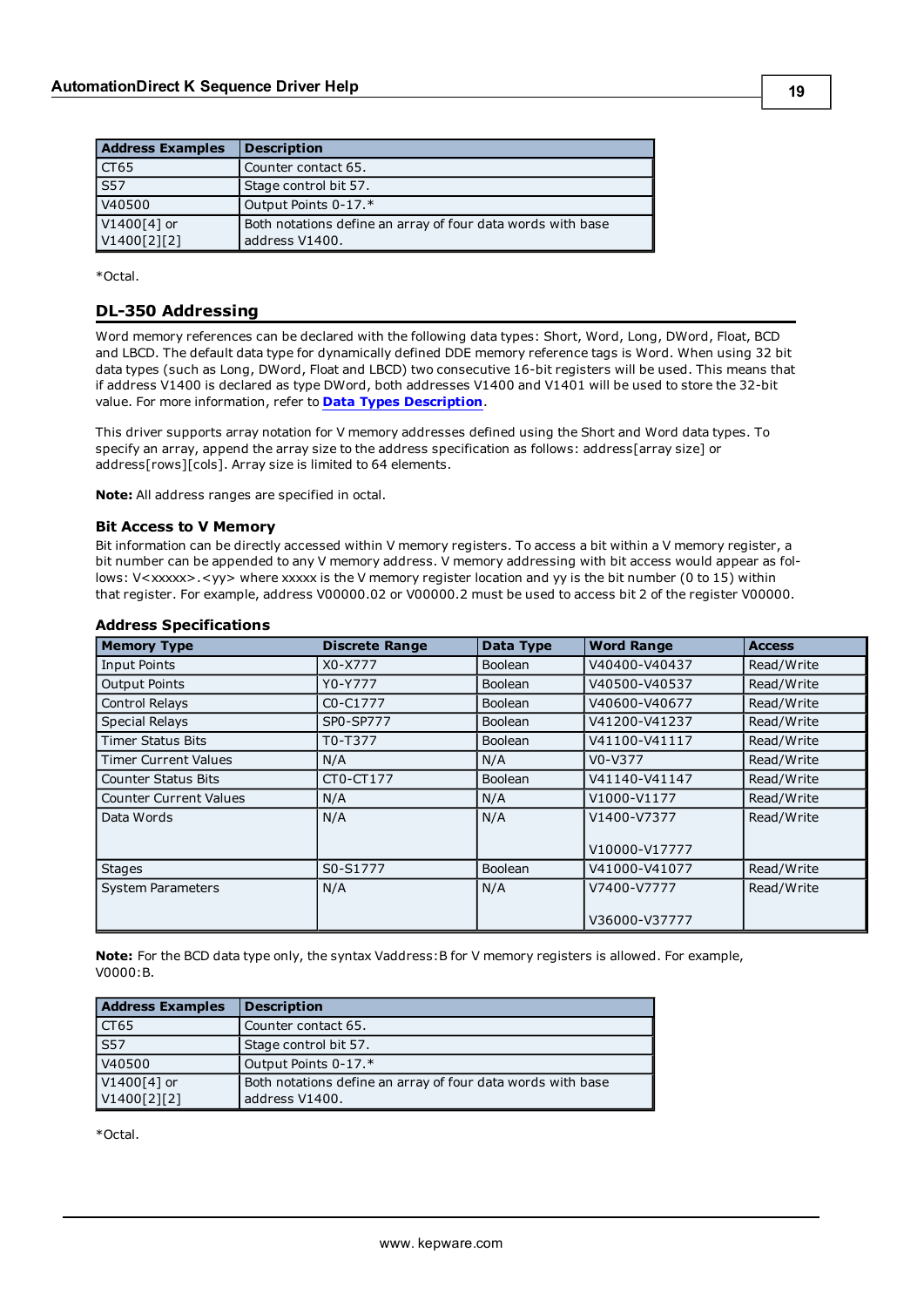| Address Examples | Description |
|---|---|
| CT65 | Counter contact 65. |
| S57 | Stage control bit 57. |
| V40500 | Output Points 0-17.* |
| V1400[4] or V1400[2][2] | Both notations define an array of four data words with base address V1400. |

*Octal.

## DL-350 Addressing

Word memory references can be declared with the following data types: Short, Word, Long, DWord, Float, BCD and LBCD. The default data type for dynamically defined DDE memory reference tags is Word. When using 32 bit data types (such as Long, DWord, Float and LBCD) two consecutive 16-bit registers will be used. This means that if address V1400 is declared as type DWord, both addresses V1400 and V1401 will be used to store the 32-bit value. For more information, refer to **Data Types Description**.

This driver supports array notation for V memory addresses defined using the Short and Word data types. To specify an array, append the array size to the address specification as follows: address[array size] or address[rows][cols]. Array size is limited to 64 elements.

**Note:** All address ranges are specified in octal.

### Bit Access to V Memory

Bit information can be directly accessed within V memory registers. To access a bit within a V memory register, a bit number can be appended to any V memory address. V memory addressing with bit access would appear as follows: V<xxxxx>.<yy> where xxxxx is the V memory register location and yy is the bit number (0 to 15) within that register. For example, address V00000.02 or V00000.2 must be used to access bit 2 of the register V00000.

### Address Specifications

| Memory Type | Discrete Range | Data Type | Word Range | Access |
|---|---|---|---|---|
| Input Points | X0-X777 | Boolean | V40400-V40437 | Read/Write |
| Output Points | Y0-Y777 | Boolean | V40500-V40537 | Read/Write |
| Control Relays | C0-C1777 | Boolean | V40600-V40677 | Read/Write |
| Special Relays | SP0-SP777 | Boolean | V41200-V41237 | Read/Write |
| Timer Status Bits | T0-T377 | Boolean | V41100-V41117 | Read/Write |
| Timer Current Values | N/A | N/A | V0-V377 | Read/Write |
| Counter Status Bits | CT0-CT177 | Boolean | V41140-V41147 | Read/Write |
| Counter Current Values | N/A | N/A | V1000-V1177 | Read/Write |
| Data Words | N/A | N/A | V1400-V7377<br><br>V10000-V17777 | Read/Write |
| Stages | S0-S1777 | Boolean | V41000-V41077 | Read/Write |
| System Parameters | N/A | N/A | V7400-V7777<br><br>V36000-V37777 | Read/Write |

**Note:** For the BCD data type only, the syntax Vaddress:B for V memory registers is allowed. For example, V0000:B.

| Address Examples | Description |
|---|---|
| CT65 | Counter contact 65. |
| S57 | Stage control bit 57. |
| V40500 | Output Points 0-17.* |
| V1400[4] or V1400[2][2] | Both notations define an array of four data words with base address V1400. |

*Octal.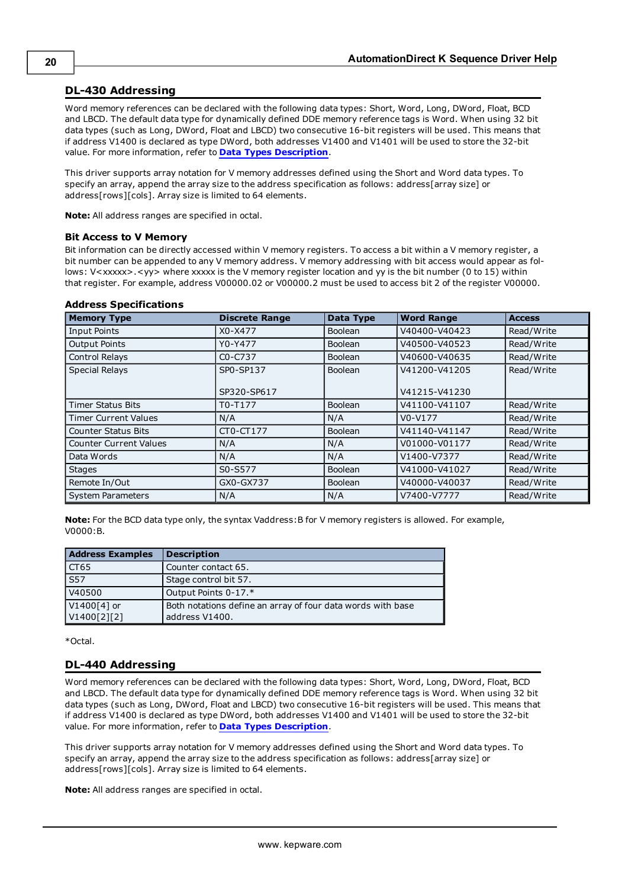## DL-430 Addressing

Word memory references can be declared with the following data types: Short, Word, Long, DWord, Float, BCD and LBCD. The default data type for dynamically defined DDE memory reference tags is Word. When using 32 bit data types (such as Long, DWord, Float and LBCD) two consecutive 16-bit registers will be used. This means that if address V1400 is declared as type DWord, both addresses V1400 and V1401 will be used to store the 32-bit value. For more information, refer to **Data Types Description**.

This driver supports array notation for V memory addresses defined using the Short and Word data types. To specify an array, append the array size to the address specification as follows: address[array size] or address[rows][cols]. Array size is limited to 64 elements.

**Note:** All address ranges are specified in octal.

### Bit Access to V Memory

Bit information can be directly accessed within V memory registers. To access a bit within a V memory register, a bit number can be appended to any V memory address. V memory addressing with bit access would appear as follows: V<xxxxx>.<yy> where xxxxx is the V memory register location and yy is the bit number (0 to 15) within that register. For example, address V00000.02 or V00000.2 must be used to access bit 2 of the register V00000.

### Address Specifications

| Memory Type | Discrete Range | Data Type | Word Range | Access |
|---|---|---|---|---|
| Input Points | X0-X477 | Boolean | V40400-V40423 | Read/Write |
| Output Points | Y0-Y477 | Boolean | V40500-V40523 | Read/Write |
| Control Relays | C0-C737 | Boolean | V40600-V40635 | Read/Write |
| Special Relays | SP0-SP137<br><br>SP320-SP617 | Boolean | V41200-V41205<br><br>V41215-V41230 | Read/Write |
| Timer Status Bits | T0-T177 | Boolean | V41100-V41107 | Read/Write |
| Timer Current Values | N/A | N/A | V0-V177 | Read/Write |
| Counter Status Bits | CT0-CT177 | Boolean | V41140-V41147 | Read/Write |
| Counter Current Values | N/A | N/A | V01000-V01177 | Read/Write |
| Data Words | N/A | N/A | V1400-V7377 | Read/Write |
| Stages | S0-S577 | Boolean | V41000-V41027 | Read/Write |
| Remote In/Out | GX0-GX737 | Boolean | V40000-V40037 | Read/Write |
| System Parameters | N/A | N/A | V7400-V7777 | Read/Write |

**Note:** For the BCD data type only, the syntax Vaddress:B for V memory registers is allowed. For example, V0000:B.

| Address Examples | Description |
|---|---|
| CT65 | Counter contact 65. |
| S57 | Stage control bit 57. |
| V40500 | Output Points 0-17.* |
| V1400[4] or V1400[2][2] | Both notations define an array of four data words with base address V1400. |

*Octal.

## DL-440 Addressing

Word memory references can be declared with the following data types: Short, Word, Long, DWord, Float, BCD and LBCD. The default data type for dynamically defined DDE memory reference tags is Word. When using 32 bit data types (such as Long, DWord, Float and LBCD) two consecutive 16-bit registers will be used. This means that if address V1400 is declared as type DWord, both addresses V1400 and V1401 will be used to store the 32-bit value. For more information, refer to **Data Types Description**.

This driver supports array notation for V memory addresses defined using the Short and Word data types. To specify an array, append the array size to the address specification as follows: address[array size] or address[rows][cols]. Array size is limited to 64 elements.

**Note:** All address ranges are specified in octal.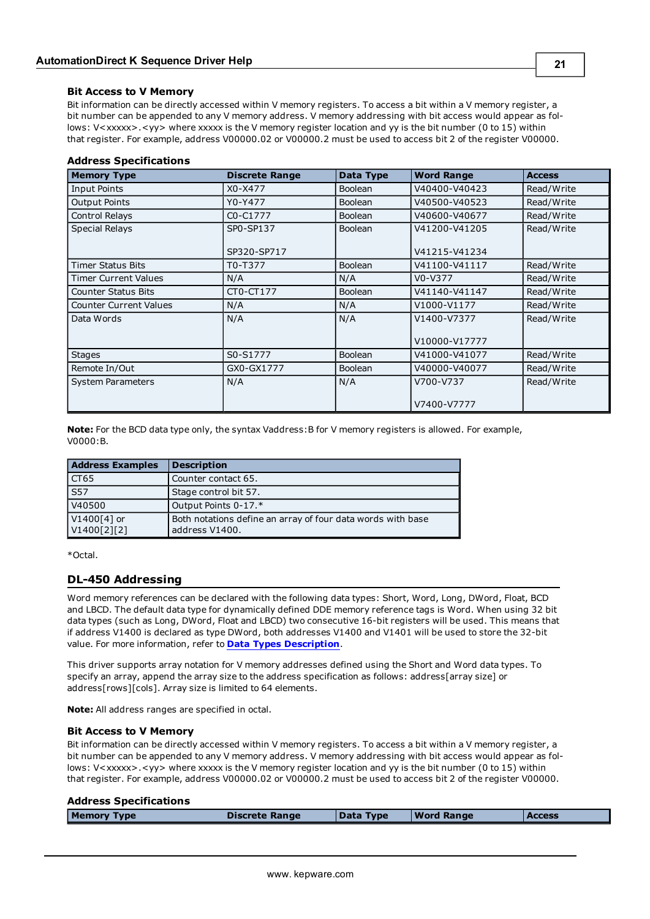### Bit Access to V Memory

Bit information can be directly accessed within V memory registers. To access a bit within a V memory register, a bit number can be appended to any V memory address. V memory addressing with bit access would appear as follows: V<xxxxx>.<yy> where xxxxx is the V memory register location and yy is the bit number (0 to 15) within that register. For example, address V00000.02 or V00000.2 must be used to access bit 2 of the register V00000.

### Address Specifications

| Memory Type | Discrete Range | Data Type | Word Range | Access |
|---|---|---|---|---|
| Input Points | X0-X477 | Boolean | V40400-V40423 | Read/Write |
| Output Points | Y0-Y477 | Boolean | V40500-V40523 | Read/Write |
| Control Relays | C0-C1777 | Boolean | V40600-V40677 | Read/Write |
| Special Relays | SP0-SP137<br><br>SP320-SP717 | Boolean | V41200-V41205<br><br>V41215-V41234 | Read/Write |
| Timer Status Bits | T0-T377 | Boolean | V41100-V41117 | Read/Write |
| Timer Current Values | N/A | N/A | V0-V377 | Read/Write |
| Counter Status Bits | CT0-CT177 | Boolean | V41140-V41147 | Read/Write |
| Counter Current Values | N/A | N/A | V1000-V1177 | Read/Write |
| Data Words | N/A | N/A | V1400-V7377<br><br>V10000-V17777 | Read/Write |
| Stages | S0-S1777 | Boolean | V41000-V41077 | Read/Write |
| Remote In/Out | GX0-GX1777 | Boolean | V40000-V40077 | Read/Write |
| System Parameters | N/A | N/A | V700-V737<br><br>V7400-V7777 | Read/Write |

**Note:** For the BCD data type only, the syntax Vaddress:B for V memory registers is allowed. For example, V0000:B.

| Address Examples | Description |
|---|---|
| CT65 | Counter contact 65. |
| S57 | Stage control bit 57. |
| V40500 | Output Points 0-17.* |
| V1400[4] or V1400[2][2] | Both notations define an array of four data words with base address V1400. |

*Octal.

## DL-450 Addressing

Word memory references can be declared with the following data types: Short, Word, Long, DWord, Float, BCD and LBCD. The default data type for dynamically defined DDE memory reference tags is Word. When using 32 bit data types (such as Long, DWord, Float and LBCD) two consecutive 16-bit registers will be used. This means that if address V1400 is declared as type DWord, both addresses V1400 and V1401 will be used to store the 32-bit value. For more information, refer to **Data Types Description**.

This driver supports array notation for V memory addresses defined using the Short and Word data types. To specify an array, append the array size to the address specification as follows: address[array size] or address[rows][cols]. Array size is limited to 64 elements.

**Note:** All address ranges are specified in octal.

### Bit Access to V Memory

Bit information can be directly accessed within V memory registers. To access a bit within a V memory register, a bit number can be appended to any V memory address. V memory addressing with bit access would appear as follows: V<xxxxx>.<yy> where xxxxx is the V memory register location and yy is the bit number (0 to 15) within that register. For example, address V00000.02 or V00000.2 must be used to access bit 2 of the register V00000.

### Address Specifications

| Memory Type | Discrete Range | Data Type | Word Range | Access |
|---|---|---|---|---|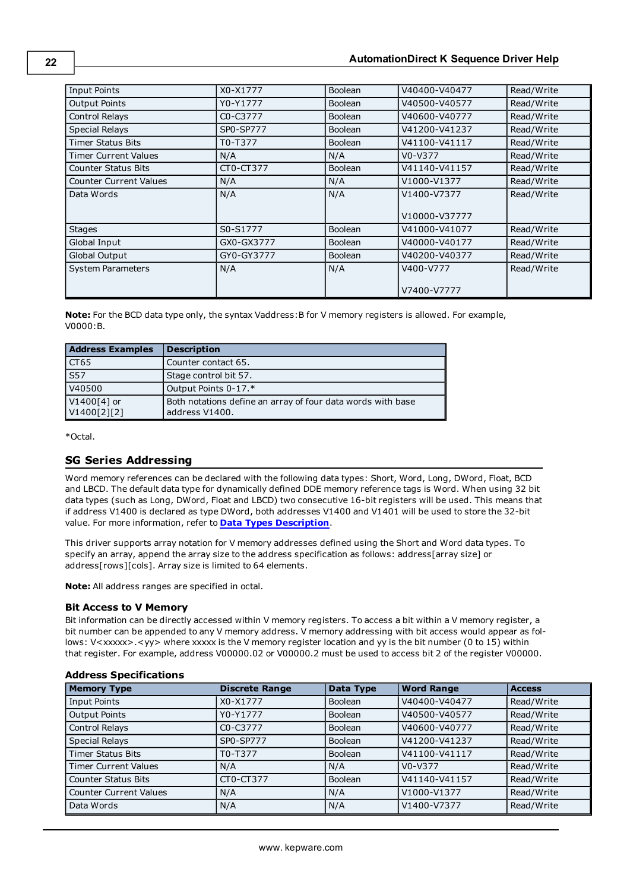| | | | | |
|---|---|---|---|---|
| Input Points | X0-X1777 | Boolean | V40400-V40477 | Read/Write |
| Output Points | Y0-Y1777 | Boolean | V40500-V40577 | Read/Write |
| Control Relays | C0-C3777 | Boolean | V40600-V40777 | Read/Write |
| Special Relays | SP0-SP777 | Boolean | V41200-V41237 | Read/Write |
| Timer Status Bits | T0-T377 | Boolean | V41100-V41117 | Read/Write |
| Timer Current Values | N/A | N/A | V0-V377 | Read/Write |
| Counter Status Bits | CT0-CT377 | Boolean | V41140-V41157 | Read/Write |
| Counter Current Values | N/A | N/A | V1000-V1377 | Read/Write |
| Data Words | N/A | N/A | V1400-V7377<br><br>V10000-V37777 | Read/Write |
| Stages | S0-S1777 | Boolean | V41000-V41077 | Read/Write |
| Global Input | GX0-GX3777 | Boolean | V40000-V40177 | Read/Write |
| Global Output | GY0-GY3777 | Boolean | V40200-V40377 | Read/Write |
| System Parameters | N/A | N/A | V400-V777<br><br>V7400-V7777 | Read/Write |

**Note:** For the BCD data type only, the syntax Vaddress:B for V memory registers is allowed. For example, V0000:B.

| Address Examples | Description |
|---|---|
| CT65 | Counter contact 65. |
| S57 | Stage control bit 57. |
| V40500 | Output Points 0-17.* |
| V1400[4] or V1400[2][2] | Both notations define an array of four data words with base address V1400. |

*Octal.

## SG Series Addressing

Word memory references can be declared with the following data types: Short, Word, Long, DWord, Float, BCD and LBCD. The default data type for dynamically defined DDE memory reference tags is Word. When using 32 bit data types (such as Long, DWord, Float and LBCD) two consecutive 16-bit registers will be used. This means that if address V1400 is declared as type DWord, both addresses V1400 and V1401 will be used to store the 32-bit value. For more information, refer to **Data Types Description**.

This driver supports array notation for V memory addresses defined using the Short and Word data types. To specify an array, append the array size to the address specification as follows: address[array size] or address[rows][cols]. Array size is limited to 64 elements.

**Note:** All address ranges are specified in octal.

### Bit Access to V Memory

Bit information can be directly accessed within V memory registers. To access a bit within a V memory register, a bit number can be appended to any V memory address. V memory addressing with bit access would appear as follows: V<xxxxx>.<yy> where xxxxx is the V memory register location and yy is the bit number (0 to 15) within that register. For example, address V00000.02 or V00000.2 must be used to access bit 2 of the register V00000.

### Address Specifications

| Memory Type | Discrete Range | Data Type | Word Range | Access |
|---|---|---|---|---|
| Input Points | X0-X1777 | Boolean | V40400-V40477 | Read/Write |
| Output Points | Y0-Y1777 | Boolean | V40500-V40577 | Read/Write |
| Control Relays | C0-C3777 | Boolean | V40600-V40777 | Read/Write |
| Special Relays | SP0-SP777 | Boolean | V41200-V41237 | Read/Write |
| Timer Status Bits | T0-T377 | Boolean | V41100-V41117 | Read/Write |
| Timer Current Values | N/A | N/A | V0-V377 | Read/Write |
| Counter Status Bits | CT0-CT377 | Boolean | V41140-V41157 | Read/Write |
| Counter Current Values | N/A | N/A | V1000-V1377 | Read/Write |
| Data Words | N/A | N/A | V1400-V7377 | Read/Write |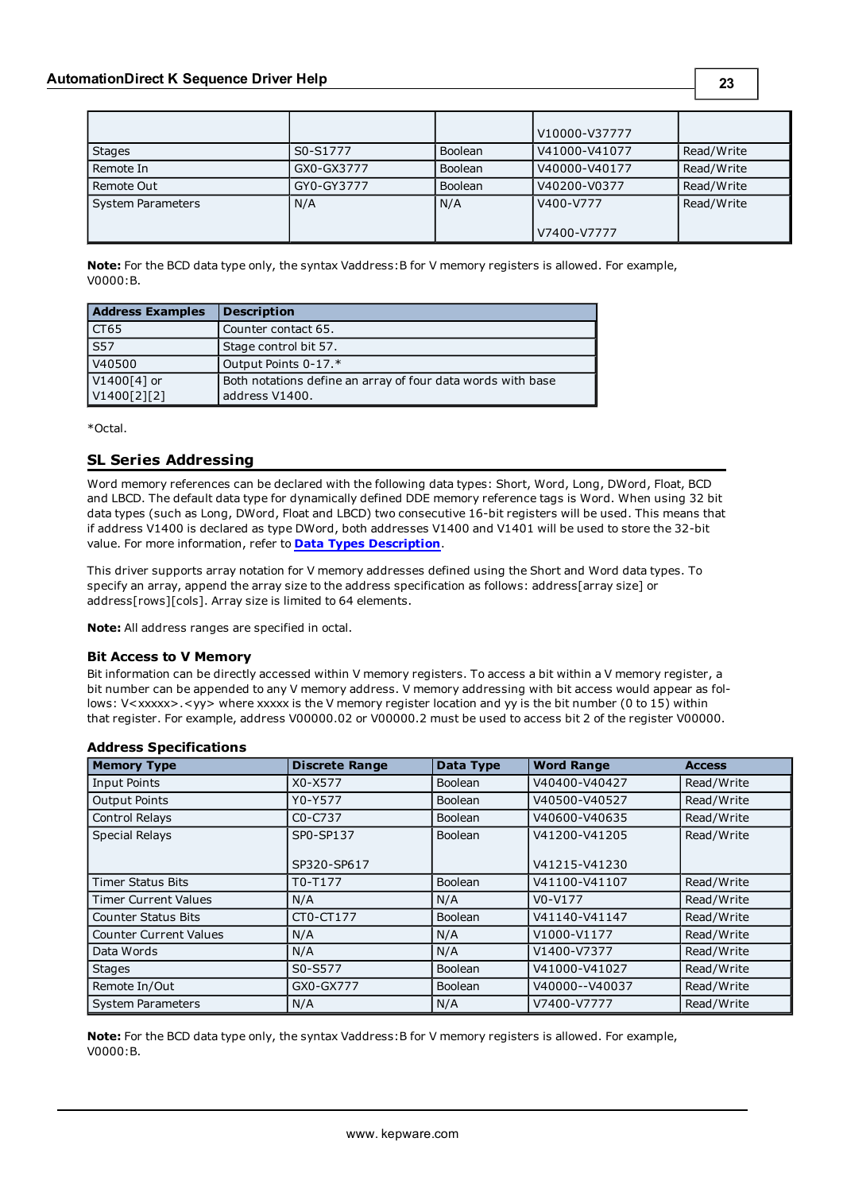| | | | V10000-V37777 | |
|---|---|---|---|---|
| Stages | S0-S1777 | Boolean | V41000-V41077 | Read/Write |
| Remote In | GX0-GX3777 | Boolean | V40000-V40177 | Read/Write |
| Remote Out | GY0-GY3777 | Boolean | V40200-V0377 | Read/Write |
| System Parameters | N/A | N/A | V400-V777<br><br>V7400-V7777 | Read/Write |

**Note:** For the BCD data type only, the syntax Vaddress:B for V memory registers is allowed. For example, V0000:B.

| Address Examples | Description |
|---|---|
| CT65 | Counter contact 65. |
| S57 | Stage control bit 57. |
| V40500 | Output Points 0-17.* |
| V1400[4] or V1400[2][2] | Both notations define an array of four data words with base address V1400. |

*Octal.

## SL Series Addressing

Word memory references can be declared with the following data types: Short, Word, Long, DWord, Float, BCD and LBCD. The default data type for dynamically defined DDE memory reference tags is Word. When using 32 bit data types (such as Long, DWord, Float and LBCD) two consecutive 16-bit registers will be used. This means that if address V1400 is declared as type DWord, both addresses V1400 and V1401 will be used to store the 32-bit value. For more information, refer to **Data Types Description**.

This driver supports array notation for V memory addresses defined using the Short and Word data types. To specify an array, append the array size to the address specification as follows: address[array size] or address[rows][cols]. Array size is limited to 64 elements.

**Note:** All address ranges are specified in octal.

### Bit Access to V Memory

Bit information can be directly accessed within V memory registers. To access a bit within a V memory register, a bit number can be appended to any V memory address. V memory addressing with bit access would appear as follows: V<xxxxx>.<yy> where xxxxx is the V memory register location and yy is the bit number (0 to 15) within that register. For example, address V00000.02 or V00000.2 must be used to access bit 2 of the register V00000.

### Address Specifications

| Memory Type | Discrete Range | Data Type | Word Range | Access |
|---|---|---|---|---|
| Input Points | X0-X577 | Boolean | V40400-V40427 | Read/Write |
| Output Points | Y0-Y577 | Boolean | V40500-V40527 | Read/Write |
| Control Relays | C0-C737 | Boolean | V40600-V40635 | Read/Write |
| Special Relays | SP0-SP137<br><br>SP320-SP617 | Boolean | V41200-V41205<br><br>V41215-V41230 | Read/Write |
| Timer Status Bits | T0-T177 | Boolean | V41100-V41107 | Read/Write |
| Timer Current Values | N/A | N/A | V0-V177 | Read/Write |
| Counter Status Bits | CT0-CT177 | Boolean | V41140-V41147 | Read/Write |
| Counter Current Values | N/A | N/A | V1000-V1177 | Read/Write |
| Data Words | N/A | N/A | V1400-V7377 | Read/Write |
| Stages | S0-S577 | Boolean | V41000-V41027 | Read/Write |
| Remote In/Out | GX0-GX777 | Boolean | V40000--V40037 | Read/Write |
| System Parameters | N/A | N/A | V7400-V7777 | Read/Write |

**Note:** For the BCD data type only, the syntax Vaddress:B for V memory registers is allowed. For example, V0000:B.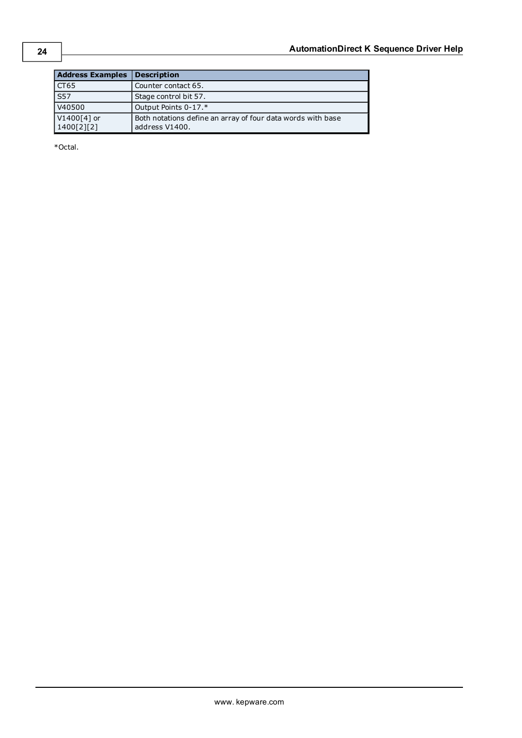| Address Examples | Description |
| --- | --- |
| CT65 | Counter contact 65. |
| S57 | Stage control bit 57. |
| V40500 | Output Points 0-17.* |
| V1400[4] or 1400[2][2] | Both notations define an array of four data words with base address V1400. |

*Octal.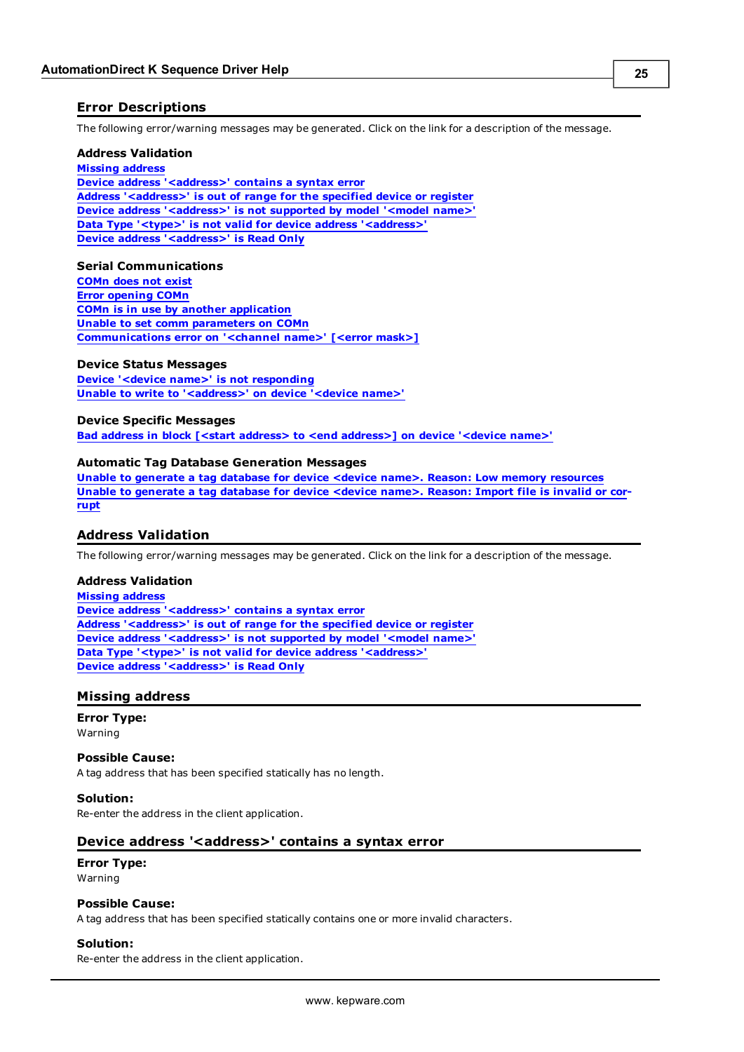## Error Descriptions

The following error/warning messages may be generated. Click on the link for a description of the message.

### Address Validation

Missing address
Device address '<address>' contains a syntax error
Address '<address>' is out of range for the specified device or register
Device address '<address>' is not supported by model '<model name>'
Data Type '<type>' is not valid for device address '<address>'
Device address '<address>' is Read Only

### Serial Communications

COMn does not exist
Error opening COMn
COMn is in use by another application
Unable to set comm parameters on COMn
Communications error on '<channel name>' [<error mask>]

### Device Status Messages

Device '<device name>' is not responding
Unable to write to '<address>' on device '<device name>'

### Device Specific Messages

Bad address in block [<start address> to <end address>] on device '<device name>'

### Automatic Tag Database Generation Messages

Unable to generate a tag database for device <device name>. Reason: Low memory resources
Unable to generate a tag database for device <device name>. Reason: Import file is invalid or corrupt

## Address Validation

The following error/warning messages may be generated. Click on the link for a description of the message.

### Address Validation

Missing address
Device address '<address>' contains a syntax error
Address '<address>' is out of range for the specified device or register
Device address '<address>' is not supported by model '<model name>'
Data Type '<type>' is not valid for device address '<address>'
Device address '<address>' is Read Only

## Missing address

**Error Type:**
Warning

**Possible Cause:**
A tag address that has been specified statically has no length.

**Solution:**
Re-enter the address in the client application.

## Device address '<address>' contains a syntax error

**Error Type:**
Warning

**Possible Cause:**
A tag address that has been specified statically contains one or more invalid characters.

**Solution:**
Re-enter the address in the client application.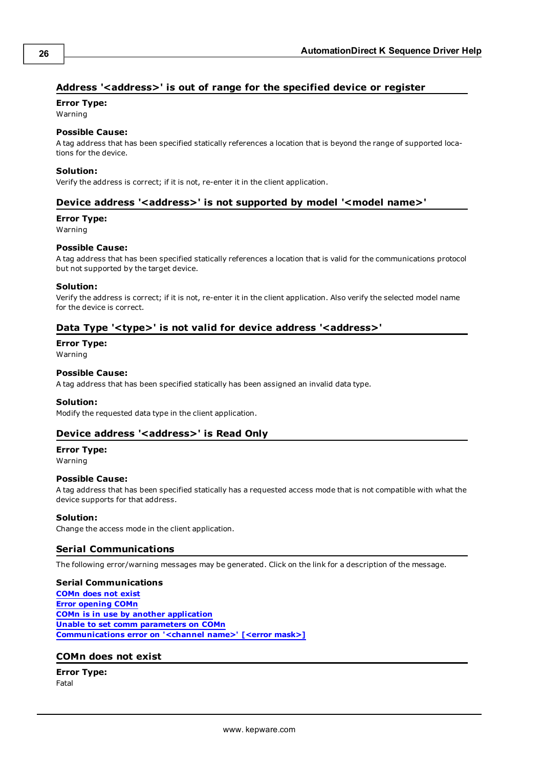### Address '<address>' is out of range for the specified device or register

**Error Type:**
Warning

**Possible Cause:**
A tag address that has been specified statically references a location that is beyond the range of supported locations for the device.

**Solution:**
Verify the address is correct; if it is not, re-enter it in the client application.

### Device address '<address>' is not supported by model '<model name>'

**Error Type:**
Warning

**Possible Cause:**
A tag address that has been specified statically references a location that is valid for the communications protocol but not supported by the target device.

**Solution:**
Verify the address is correct; if it is not, re-enter it in the client application. Also verify the selected model name for the device is correct.

### Data Type '<type>' is not valid for device address '<address>'

**Error Type:**
Warning

**Possible Cause:**
A tag address that has been specified statically has been assigned an invalid data type.

**Solution:**
Modify the requested data type in the client application.

### Device address '<address>' is Read Only

**Error Type:**
Warning

**Possible Cause:**
A tag address that has been specified statically has a requested access mode that is not compatible with what the device supports for that address.

**Solution:**
Change the access mode in the client application.

## Serial Communications

The following error/warning messages may be generated. Click on the link for a description of the message.

**Serial Communications**
COMn does not exist
Error opening COMn
COMn is in use by another application
Unable to set comm parameters on COMn
Communications error on '<channel name>' [<error mask>]

### COMn does not exist

**Error Type:**
Fatal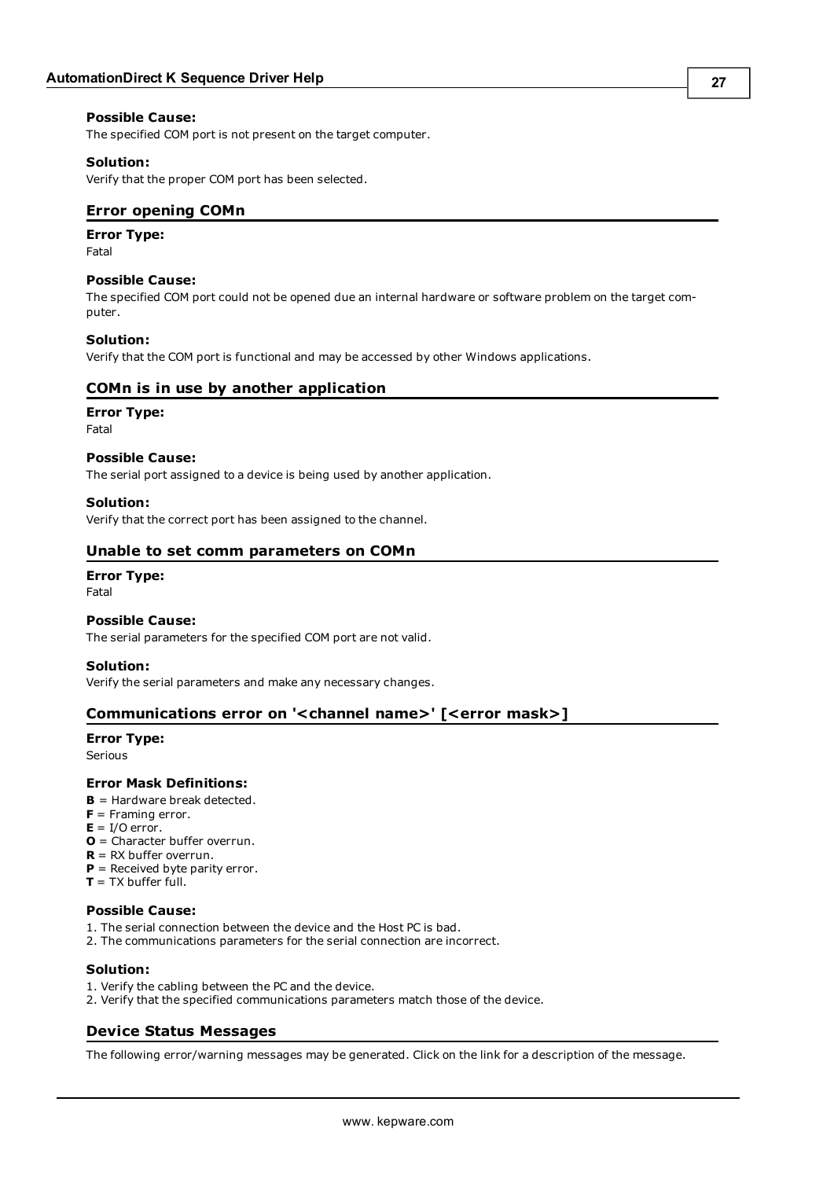**Possible Cause:**
The specified COM port is not present on the target computer.

**Solution:**
Verify that the proper COM port has been selected.

## Error opening COMn

**Error Type:**
Fatal

**Possible Cause:**
The specified COM port could not be opened due an internal hardware or software problem on the target computer.

**Solution:**
Verify that the COM port is functional and may be accessed by other Windows applications.

## COMn is in use by another application

**Error Type:**
Fatal

**Possible Cause:**
The serial port assigned to a device is being used by another application.

**Solution:**
Verify that the correct port has been assigned to the channel.

## Unable to set comm parameters on COMn

**Error Type:**
Fatal

**Possible Cause:**
The serial parameters for the specified COM port are not valid.

**Solution:**
Verify the serial parameters and make any necessary changes.

## Communications error on '<channel name>' [<error mask>]

**Error Type:**
Serious

**Error Mask Definitions:**
**B** = Hardware break detected.
**F** = Framing error.
**E** = I/O error.
**O** = Character buffer overrun.
**R** = RX buffer overrun.
**P** = Received byte parity error.
**T** = TX buffer full.

**Possible Cause:**
1. The serial connection between the device and the Host PC is bad.
2. The communications parameters for the serial connection are incorrect.

**Solution:**
1. Verify the cabling between the PC and the device.
2. Verify that the specified communications parameters match those of the device.

## Device Status Messages

The following error/warning messages may be generated. Click on the link for a description of the message.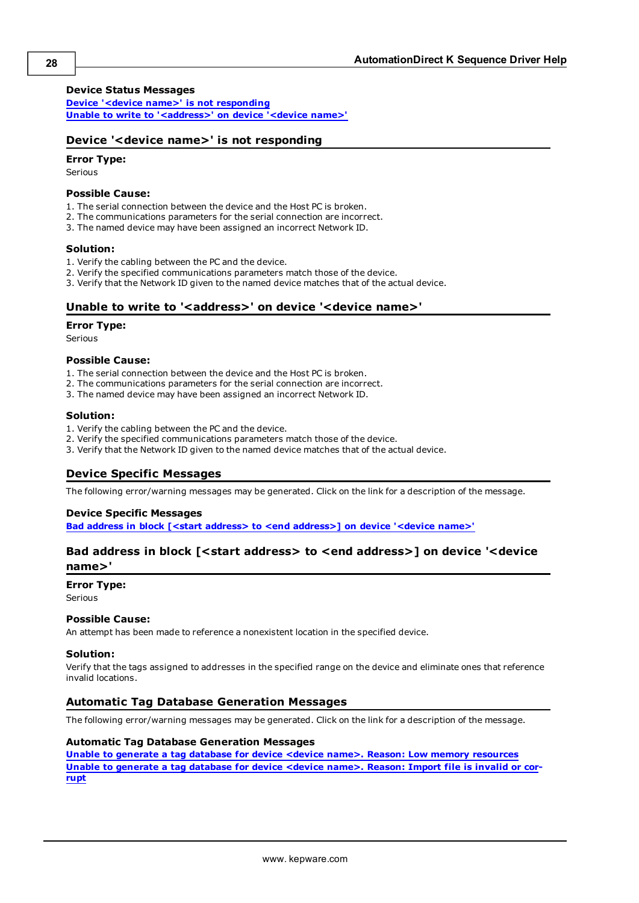### Device Status Messages

[Device '<device name>' is not responding](#)
[Unable to write to '<address>' on device '<device name>'](#)

## Device '<device name>' is not responding

**Error Type:**
Serious

**Possible Cause:**
1. The serial connection between the device and the Host PC is broken.
2. The communications parameters for the serial connection are incorrect.
3. The named device may have been assigned an incorrect Network ID.

**Solution:**
1. Verify the cabling between the PC and the device.
2. Verify the specified communications parameters match those of the device.
3. Verify that the Network ID given to the named device matches that of the actual device.

## Unable to write to '<address>' on device '<device name>'

**Error Type:**
Serious

**Possible Cause:**
1. The serial connection between the device and the Host PC is broken.
2. The communications parameters for the serial connection are incorrect.
3. The named device may have been assigned an incorrect Network ID.

**Solution:**
1. Verify the cabling between the PC and the device.
2. Verify the specified communications parameters match those of the device.
3. Verify that the Network ID given to the named device matches that of the actual device.

## Device Specific Messages

The following error/warning messages may be generated. Click on the link for a description of the message.

### Device Specific Messages

[Bad address in block [<start address> to <end address>] on device '<device name>'](#)

## Bad address in block [<start address> to <end address>] on device '<device name>'

**Error Type:**
Serious

**Possible Cause:**
An attempt has been made to reference a nonexistent location in the specified device.

**Solution:**
Verify that the tags assigned to addresses in the specified range on the device and eliminate ones that reference invalid locations.

## Automatic Tag Database Generation Messages

The following error/warning messages may be generated. Click on the link for a description of the message.

### Automatic Tag Database Generation Messages

[Unable to generate a tag database for device <device name>. Reason: Low memory resources](#)
[Unable to generate a tag database for device <device name>. Reason: Import file is invalid or corrupt](#)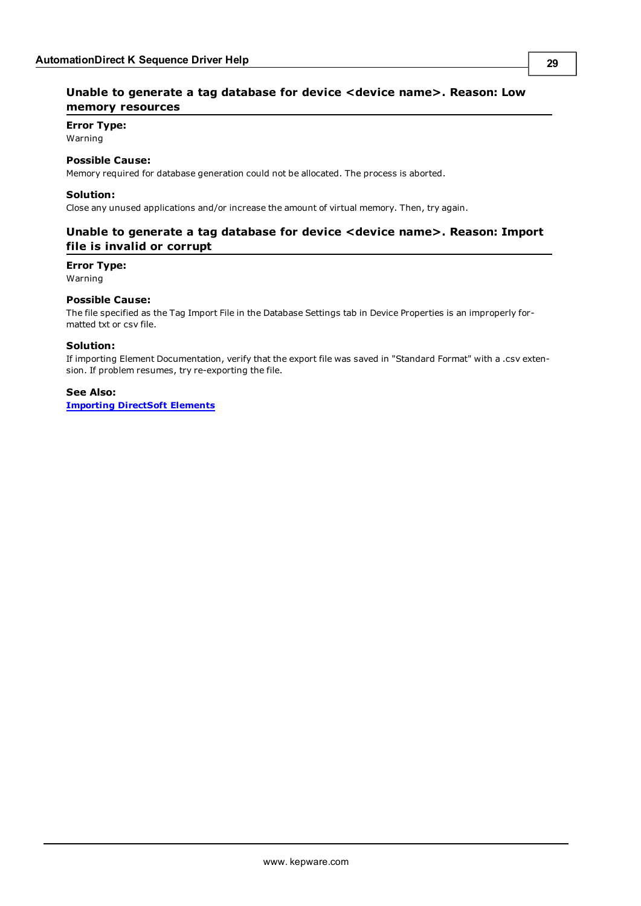## Unable to generate a tag database for device <device name>. Reason: Low memory resources

**Error Type:**
Warning

**Possible Cause:**
Memory required for database generation could not be allocated. The process is aborted.

**Solution:**
Close any unused applications and/or increase the amount of virtual memory. Then, try again.

## Unable to generate a tag database for device <device name>. Reason: Import file is invalid or corrupt

**Error Type:**
Warning

**Possible Cause:**
The file specified as the Tag Import File in the Database Settings tab in Device Properties is an improperly formatted txt or csv file.

**Solution:**
If importing Element Documentation, verify that the export file was saved in "Standard Format" with a .csv extension. If problem resumes, try re-exporting the file.

**See Also:**
**Importing DirectSoft Elements**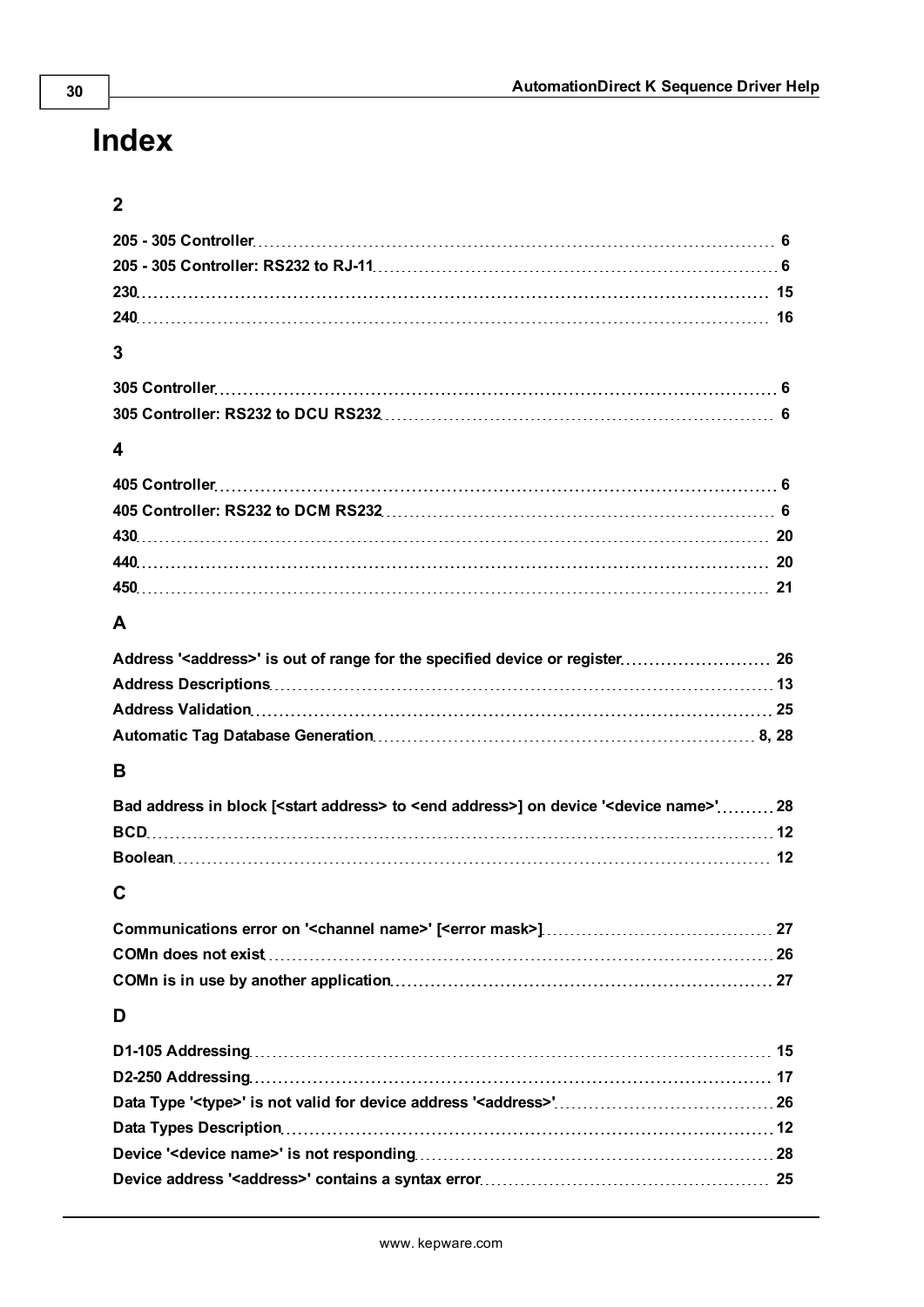# Index

## 2

205 - 305 Controller 6
205 - 305 Controller: RS232 to RJ-11 6
230 15
240 16

## 3

305 Controller 6
305 Controller: RS232 to DCU RS232 6

## 4

405 Controller 6
405 Controller: RS232 to DCM RS232 6
430 20
440 20
450 21

## A

Address '<address>' is out of range for the specified device or register 26
Address Descriptions 13
Address Validation 25
Automatic Tag Database Generation 8, 28

## B

Bad address in block [<start address> to <end address>] on device '<device name>' 28
BCD 12
Boolean 12

## C

Communications error on '<channel name>' [<error mask>] 27
COMn does not exist 26
COMn is in use by another application 27

## D

D1-105 Addressing 15
D2-250 Addressing 17
Data Type '<type>' is not valid for device address '<address>' 26
Data Types Description 12
Device '<device name>' is not responding 28
Device address '<address>' contains a syntax error 25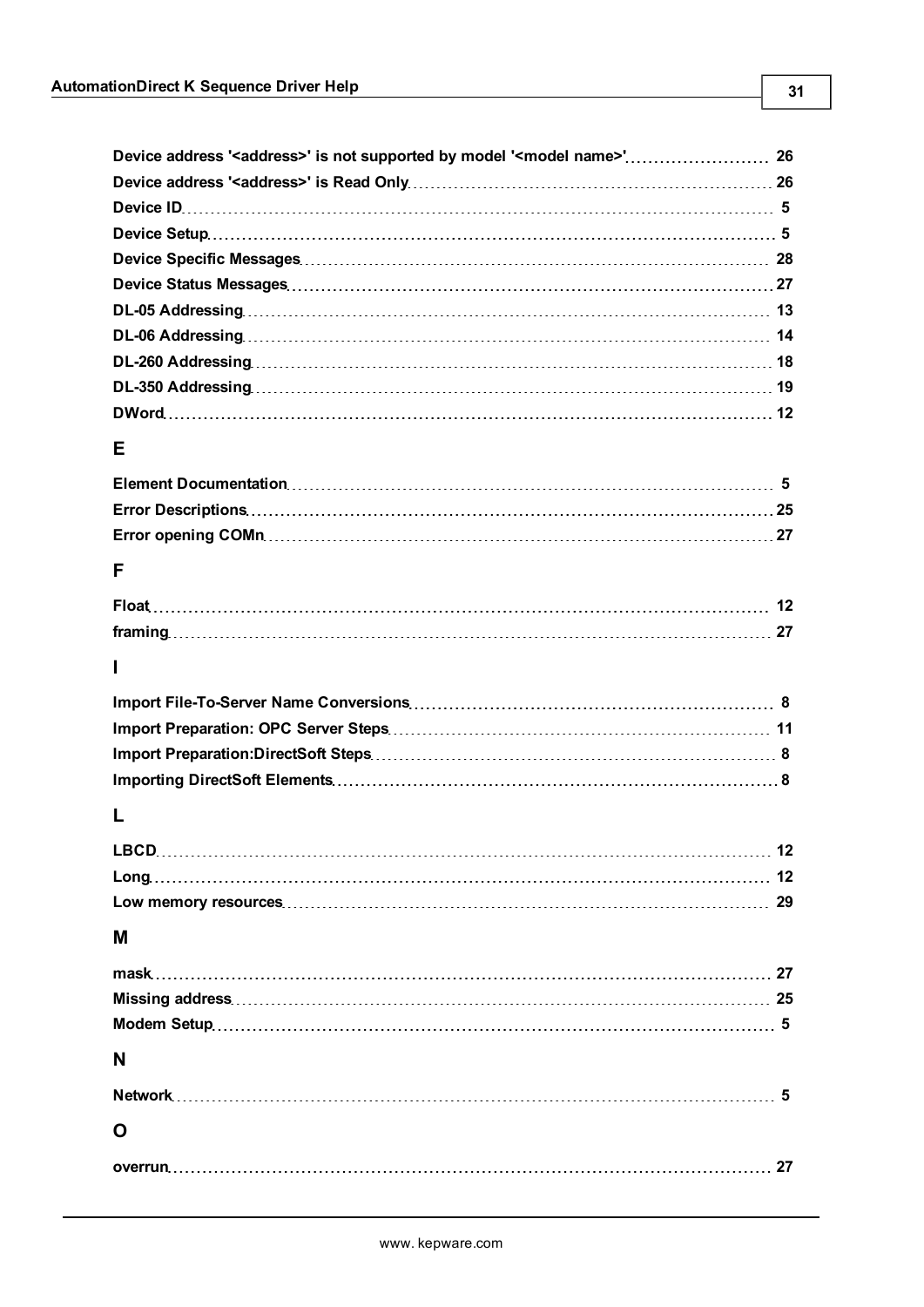Device address '<address>' is not supported by model '<model name>' 26
Device address '<address>' is Read Only 26
Device ID 5
Device Setup 5
Device Specific Messages 28
Device Status Messages 27
DL-05 Addressing 13
DL-06 Addressing 14
DL-260 Addressing 18
DL-350 Addressing 19
DWord 12

## E

Element Documentation 5
Error Descriptions 25
Error opening COMn 27

## F

Float 12
framing 27

## I

Import File-To-Server Name Conversions 8
Import Preparation: OPC Server Steps 11
Import Preparation:DirectSoft Steps 8
Importing DirectSoft Elements 8

## L

LBCD 12
Long 12
Low memory resources 29

## M

mask 27
Missing address 25
Modem Setup 5

## N

Network 5

## O

overrun 27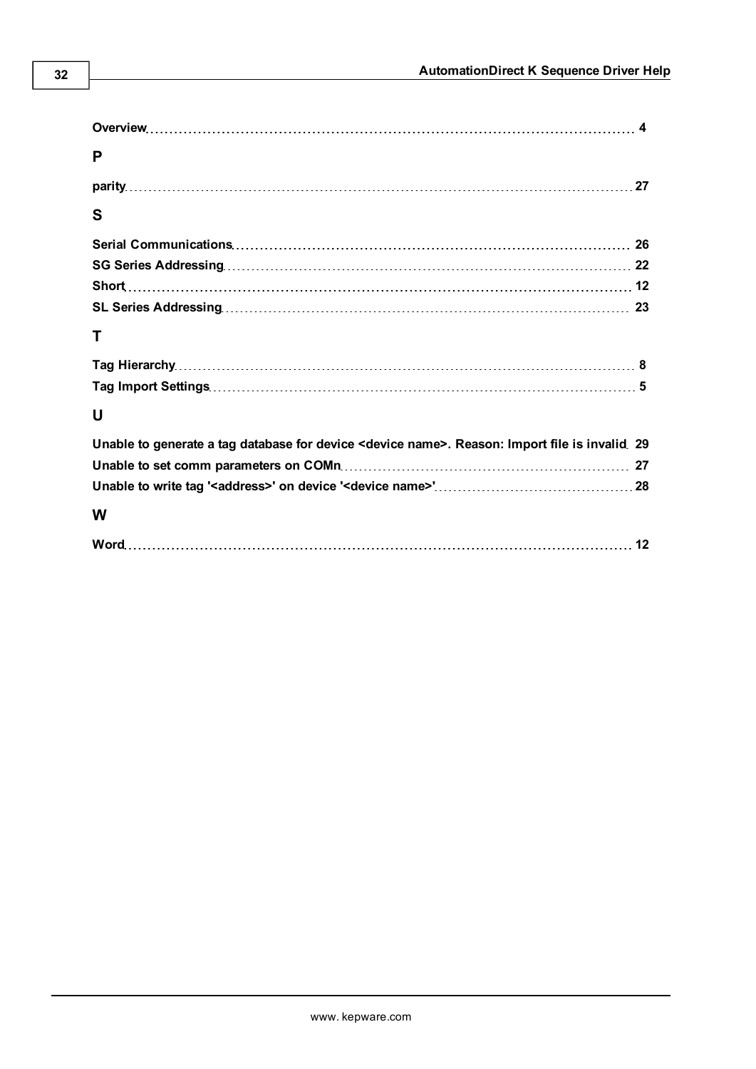**Overview** 4

## P

**parity** 27

## S

**Serial Communications** 26
**SG Series Addressing** 22
**Short** 12
**SL Series Addressing** 23

## T

**Tag Hierarchy** 8
**Tag Import Settings** 5

## U

**Unable to generate a tag database for device <device name>. Reason: Import file is invalid** 29
**Unable to set comm parameters on COMn** 27
**Unable to write tag '<address>' on device '<device name>'** 28

## W

**Word** 12